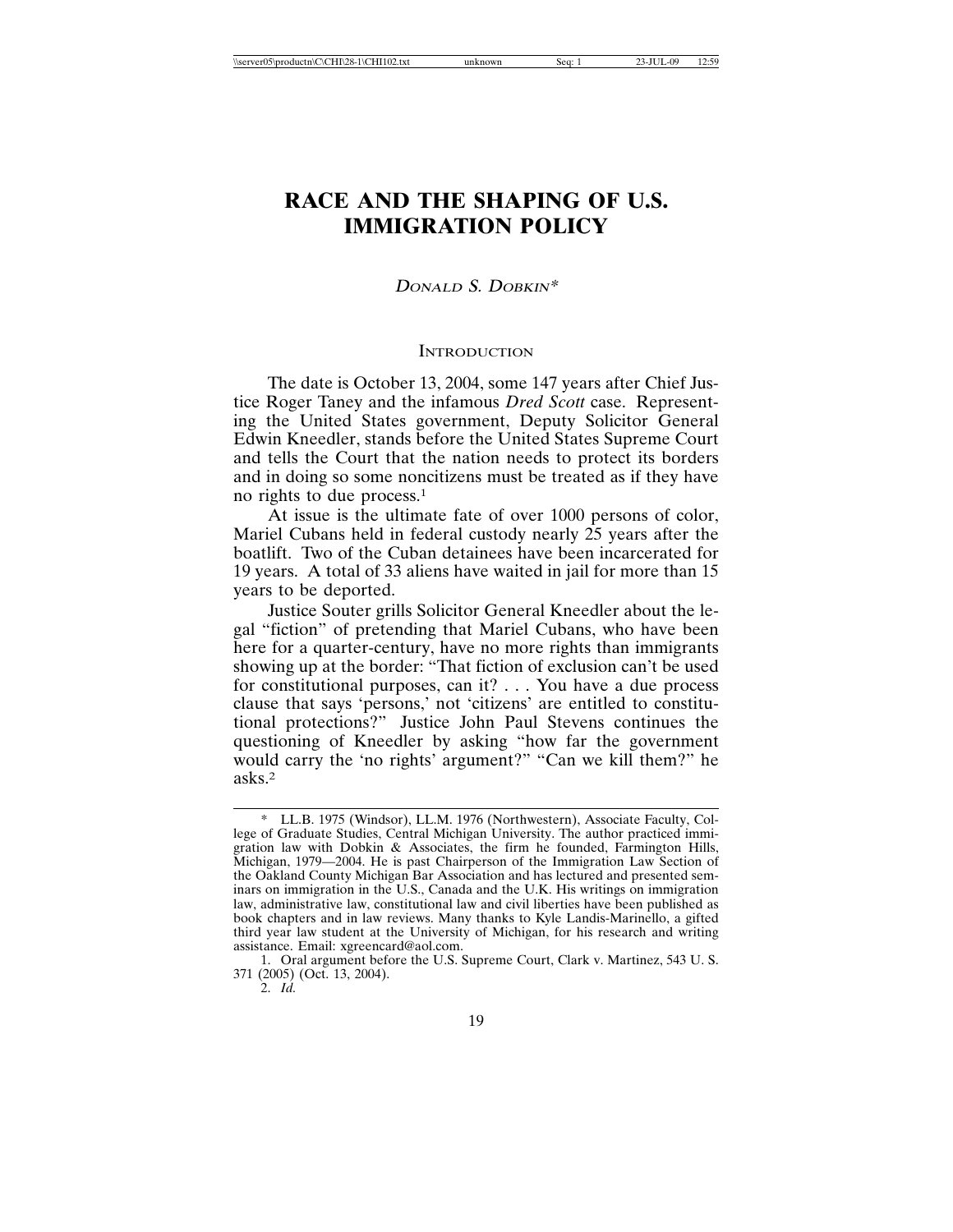# RACE AND THE SHAPING OF U.S. IMMIGRATION POLICY

*DONALD S. DOBKIN**

## INTRODUCTION

The date is October 13, 2004, some 147 years after Chief Justice Roger Taney and the infamous *Dred Scott* case. Representing the United States government, Deputy Solicitor General Edwin Kneedler, stands before the United States Supreme Court and tells the Court that the nation needs to protect its borders and in doing so some noncitizens must be treated as if they have no rights to due process.[1]

At issue is the ultimate fate of over 1000 persons of color, Mariel Cubans held in federal custody nearly 25 years after the boatlift. Two of the Cuban detainees have been incarcerated for 19 years. A total of 33 aliens have waited in jail for more than 15 years to be deported.

Justice Souter grills Solicitor General Kneedler about the legal "fiction" of pretending that Mariel Cubans, who have been here for a quarter-century, have no more rights than immigrants showing up at the border: "That fiction of exclusion can't be used for constitutional purposes, can it? . . . You have a due process clause that says 'persons,' not 'citizens' are entitled to constitutional protections?" Justice John Paul Stevens continues the questioning of Kneedler by asking "how far the government would carry the 'no rights' argument?" "Can we kill them?" he asks.[2]

---

\* LL.B. 1975 (Windsor), LL.M. 1976 (Northwestern), Associate Faculty, College of Graduate Studies, Central Michigan University. The author practiced immigration law with Dobkin & Associates, the firm he founded, Farmington Hills, Michigan, 1979—2004. He is past Chairperson of the Immigration Law Section of the Oakland County Michigan Bar Association and has lectured and presented seminars on immigration in the U.S., Canada and the U.K. His writings on immigration law, administrative law, constitutional law and civil liberties have been published as book chapters and in law reviews. Many thanks to Kyle Landis-Marinello, a gifted third year law student at the University of Michigan, for his research and writing assistance. Email: xgreencard@aol.com.

1. Oral argument before the U.S. Supreme Court, Clark v. Martinez, 543 U. S. 371 (2005) (Oct. 13, 2004).

2. *Id.*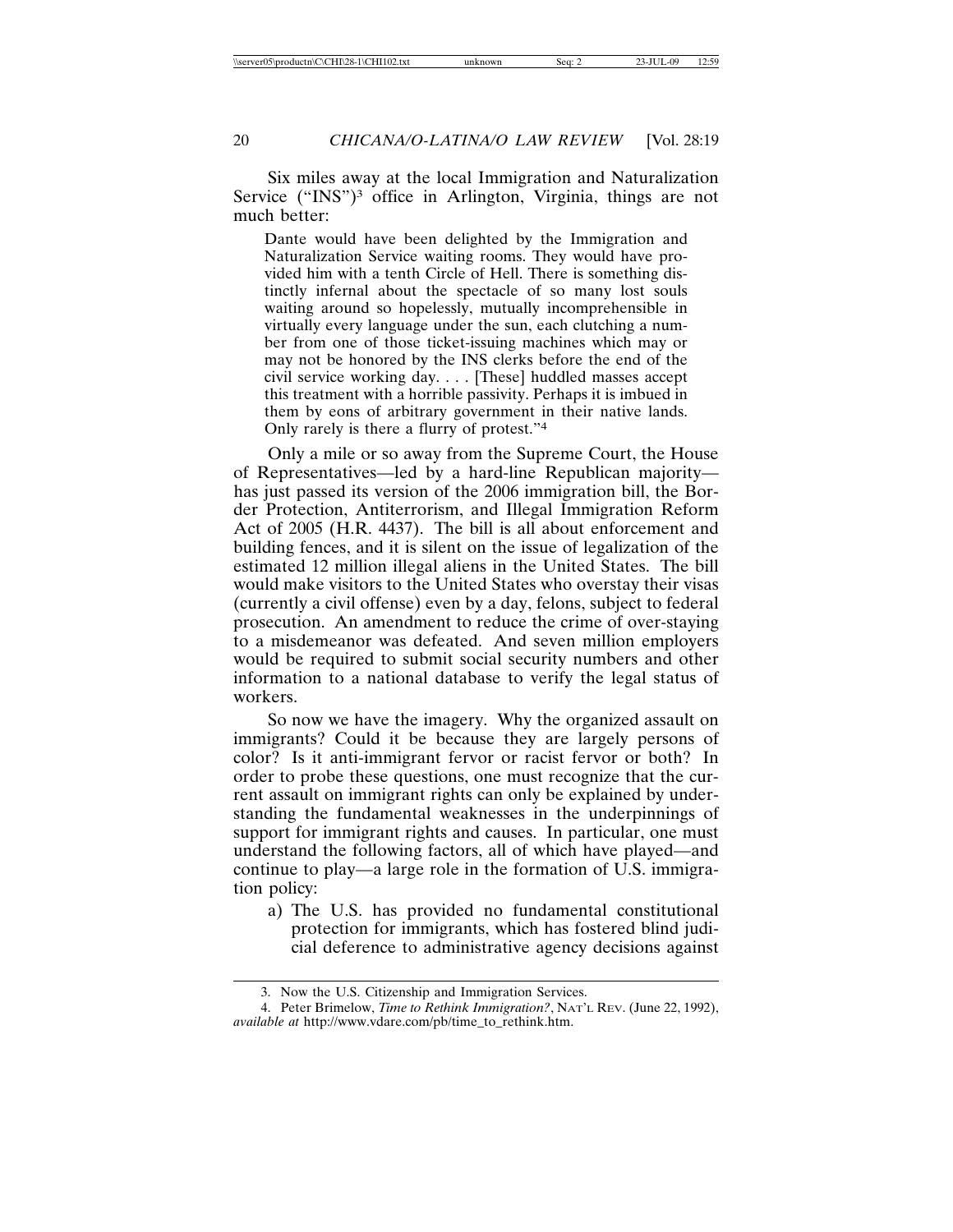Six miles away at the local Immigration and Naturalization Service ("INS")[3] office in Arlington, Virginia, things are not much better:

> Dante would have been delighted by the Immigration and Naturalization Service waiting rooms. They would have provided him with a tenth Circle of Hell. There is something distinctly infernal about the spectacle of so many lost souls waiting around so hopelessly, mutually incomprehensible in virtually every language under the sun, each clutching a number from one of those ticket-issuing machines which may or may not be honored by the INS clerks before the end of the civil service working day. . . . [These] huddled masses accept this treatment with a horrible passivity. Perhaps it is imbued in them by eons of arbitrary government in their native lands. Only rarely is there a flurry of protest."[4]

Only a mile or so away from the Supreme Court, the House of Representatives—led by a hard-line Republican majority—has just passed its version of the 2006 immigration bill, the Border Protection, Antiterrorism, and Illegal Immigration Reform Act of 2005 (H.R. 4437). The bill is all about enforcement and building fences, and it is silent on the issue of legalization of the estimated 12 million illegal aliens in the United States. The bill would make visitors to the United States who overstay their visas (currently a civil offense) even by a day, felons, subject to federal prosecution. An amendment to reduce the crime of over-staying to a misdemeanor was defeated. And seven million employers would be required to submit social security numbers and other information to a national database to verify the legal status of workers.

So now we have the imagery. Why the organized assault on immigrants? Could it be because they are largely persons of color? Is it anti-immigrant fervor or racist fervor or both? In order to probe these questions, one must recognize that the current assault on immigrant rights can only be explained by understanding the fundamental weaknesses in the underpinnings of support for immigrant rights and causes. In particular, one must understand the following factors, all of which have played—and continue to play—a large role in the formation of U.S. immigration policy:

a) The U.S. has provided no fundamental constitutional protection for immigrants, which has fostered blind judicial deference to administrative agency decisions against

---

3. Now the U.S. Citizenship and Immigration Services.

4. Peter Brimelow, *Time to Rethink Immigration?*, NAT'L REV. (June 22, 1992), *available at* http://www.vdare.com/pb/time_to_rethink.htm.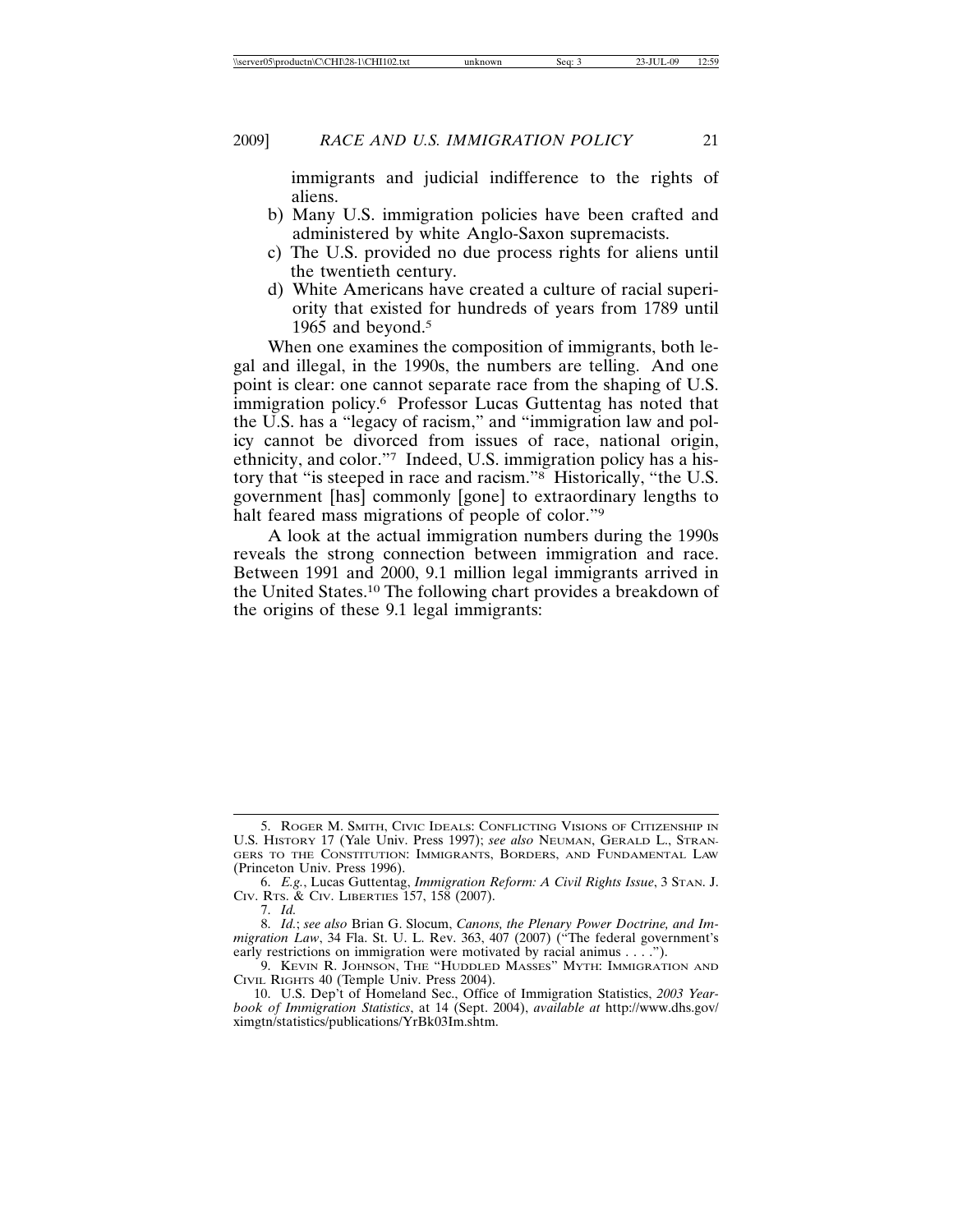immigrants and judicial indifference to the rights of aliens.

b) Many U.S. immigration policies have been crafted and administered by white Anglo-Saxon supremacists.

c) The U.S. provided no due process rights for aliens until the twentieth century.

d) White Americans have created a culture of racial superiority that existed for hundreds of years from 1789 until 1965 and beyond.[5]

When one examines the composition of immigrants, both legal and illegal, in the 1990s, the numbers are telling. And one point is clear: one cannot separate race from the shaping of U.S. immigration policy.[6] Professor Lucas Guttentag has noted that the U.S. has a "legacy of racism," and "immigration law and policy cannot be divorced from issues of race, national origin, ethnicity, and color."[7] Indeed, U.S. immigration policy has a history that "is steeped in race and racism."[8] Historically, "the U.S. government [has] commonly [gone] to extraordinary lengths to halt feared mass migrations of people of color."[9]

A look at the actual immigration numbers during the 1990s reveals the strong connection between immigration and race. Between 1991 and 2000, 9.1 million legal immigrants arrived in the United States.[10] The following chart provides a breakdown of the origins of these 9.1 legal immigrants:

5. Roger M. Smith, Civic Ideals: Conflicting Visions of Citizenship in U.S. History 17 (Yale Univ. Press 1997); *see also* Neuman, Gerald L., Strangers to the Constitution: Immigrants, Borders, and Fundamental Law (Princeton Univ. Press 1996).

6. *E.g.*, Lucas Guttentag, *Immigration Reform: A Civil Rights Issue*, 3 Stan. J. Civ. Rts. & Civ. Liberties 157, 158 (2007).

7. *Id.*

8. *Id.*; *see also* Brian G. Slocum, *Canons, the Plenary Power Doctrine, and Immigration Law*, 34 Fla. St. U. L. Rev. 363, 407 (2007) ("The federal government's early restrictions on immigration were motivated by racial animus . . . .").

9. Kevin R. Johnson, The "Huddled Masses" Myth: Immigration and Civil Rights 40 (Temple Univ. Press 2004).

10. U.S. Dep't of Homeland Sec., Office of Immigration Statistics, *2003 Yearbook of Immigration Statistics*, at 14 (Sept. 2004), *available at* http://www.dhs.gov/ximgtn/statistics/publications/YrBk03Im.shtm.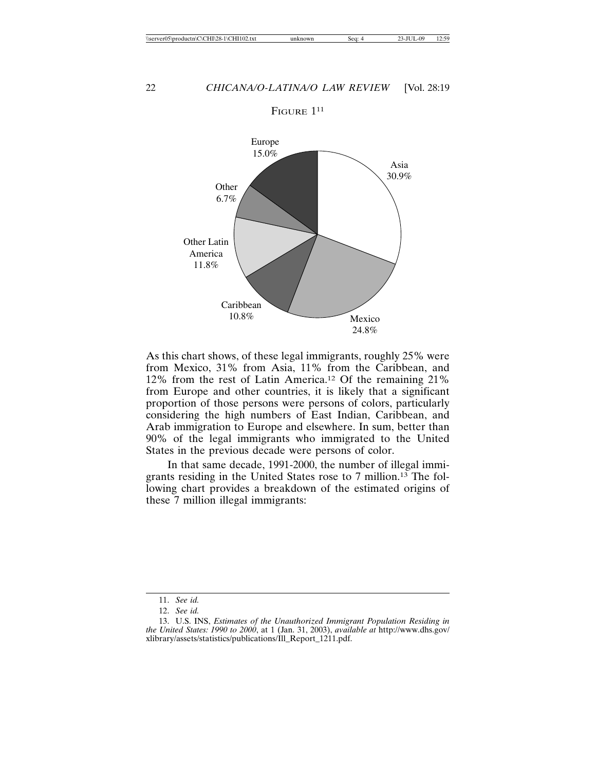FIGURE 1[11]

Europe
15.0%

Asia
30.9%

Other
6.7%

Other Latin
America
11.8%

Caribbean
10.8%

Mexico
24.8%

As this chart shows, of these legal immigrants, roughly 25% were from Mexico, 31% from Asia, 11% from the Caribbean, and 12% from the rest of Latin America.[12] Of the remaining 21% from Europe and other countries, it is likely that a significant proportion of those persons were persons of colors, particularly considering the high numbers of East Indian, Caribbean, and Arab immigration to Europe and elsewhere. In sum, better than 90% of the legal immigrants who immigrated to the United States in the previous decade were persons of color.

In that same decade, 1991-2000, the number of illegal immigrants residing in the United States rose to 7 million.[13] The following chart provides a breakdown of the estimated origins of these 7 million illegal immigrants:

---

11. *See id.*

12. *See id.*

13. U.S. INS, *Estimates of the Unauthorized Immigrant Population Residing in the United States: 1990 to 2000*, at 1 (Jan. 31, 2003), *available at* http://www.dhs.gov/xlibrary/assets/statistics/publications/Ill_Report_1211.pdf.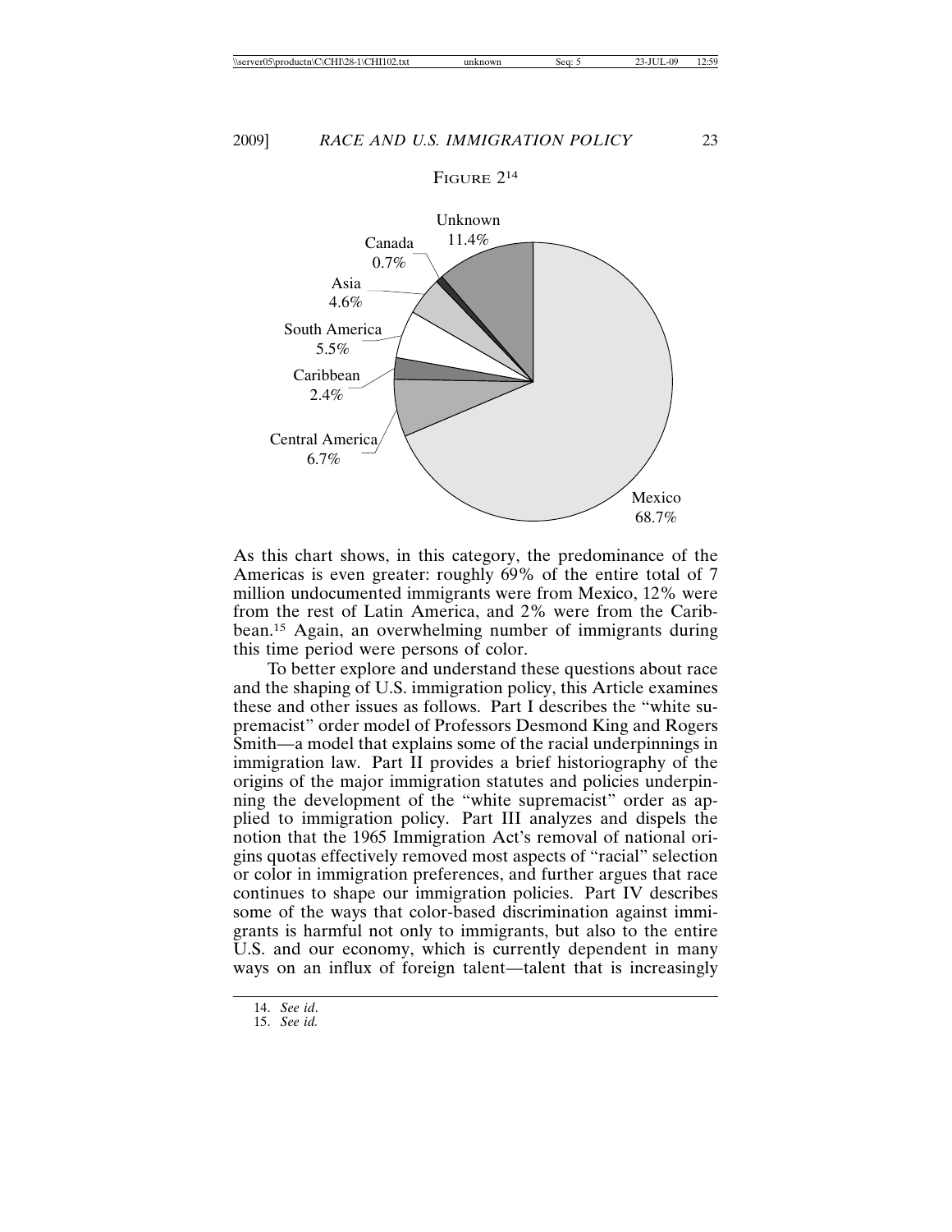FIGURE 2[14]

Unknown
11.4%

Canada
0.7%

Asia
4.6%

South America
5.5%

Caribbean
2.4%

Central America
6.7%

Mexico
68.7%

As this chart shows, in this category, the predominance of the Americas is even greater: roughly 69% of the entire total of 7 million undocumented immigrants were from Mexico, 12% were from the rest of Latin America, and 2% were from the Caribbean.[15] Again, an overwhelming number of immigrants during this time period were persons of color.

To better explore and understand these questions about race and the shaping of U.S. immigration policy, this Article examines these and other issues as follows. Part I describes the "white supremacist" order model of Professors Desmond King and Rogers Smith—a model that explains some of the racial underpinnings in immigration law. Part II provides a brief historiography of the origins of the major immigration statutes and policies underpinning the development of the "white supremacist" order as applied to immigration policy. Part III analyzes and dispels the notion that the 1965 Immigration Act's removal of national origins quotas effectively removed most aspects of "racial" selection or color in immigration preferences, and further argues that race continues to shape our immigration policies. Part IV describes some of the ways that color-based discrimination against immigrants is harmful not only to immigrants, but also to the entire U.S. and our economy, which is currently dependent in many ways on an influx of foreign talent—talent that is increasingly

14. *See id*.
15. *See id.*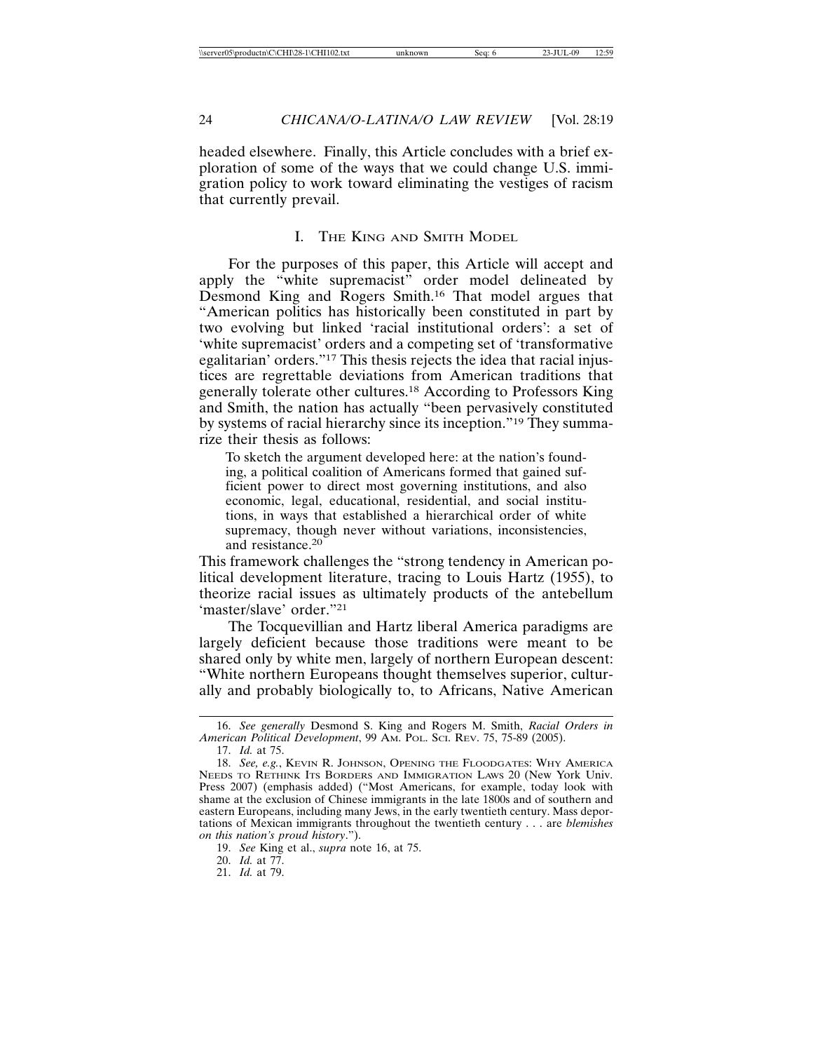headed elsewhere. Finally, this Article concludes with a brief exploration of some of the ways that we could change U.S. immigration policy to work toward eliminating the vestiges of racism that currently prevail.

## I. THE KING AND SMITH MODEL

For the purposes of this paper, this Article will accept and apply the "white supremacist" order model delineated by Desmond King and Rogers Smith.[16] That model argues that "American politics has historically been constituted in part by two evolving but linked 'racial institutional orders': a set of 'white supremacist' orders and a competing set of 'transformative egalitarian' orders."[17] This thesis rejects the idea that racial injustices are regrettable deviations from American traditions that generally tolerate other cultures.[18] According to Professors King and Smith, the nation has actually "been pervasively constituted by systems of racial hierarchy since its inception."[19] They summarize their thesis as follows:

> To sketch the argument developed here: at the nation's founding, a political coalition of Americans formed that gained sufficient power to direct most governing institutions, and also economic, legal, educational, residential, and social institutions, in ways that established a hierarchical order of white supremacy, though never without variations, inconsistencies, and resistance.[20]

This framework challenges the "strong tendency in American political development literature, tracing to Louis Hartz (1955), to theorize racial issues as ultimately products of the antebellum 'master/slave' order."[21]

The Tocquevillian and Hartz liberal America paradigms are largely deficient because those traditions were meant to be shared only by white men, largely of northern European descent: "White northern Europeans thought themselves superior, culturally and probably biologically to, to Africans, Native American

---

16. *See generally* Desmond S. King and Rogers M. Smith, *Racial Orders in American Political Development*, 99 AM. POL. SCI. REV. 75, 75-89 (2005).

17. *Id.* at 75.

18. *See, e.g.*, KEVIN R. JOHNSON, OPENING THE FLOODGATES: WHY AMERICA NEEDS TO RETHINK ITS BORDERS AND IMMIGRATION LAWS 20 (New York Univ. Press 2007) (emphasis added) ("Most Americans, for example, today look with shame at the exclusion of Chinese immigrants in the late 1800s and of southern and eastern Europeans, including many Jews, in the early twentieth century. Mass deportations of Mexican immigrants throughout the twentieth century . . . are *blemishes on this nation's proud history*.").

19. *See* King et al., *supra* note 16, at 75.

20. *Id.* at 77.

21. *Id.* at 79.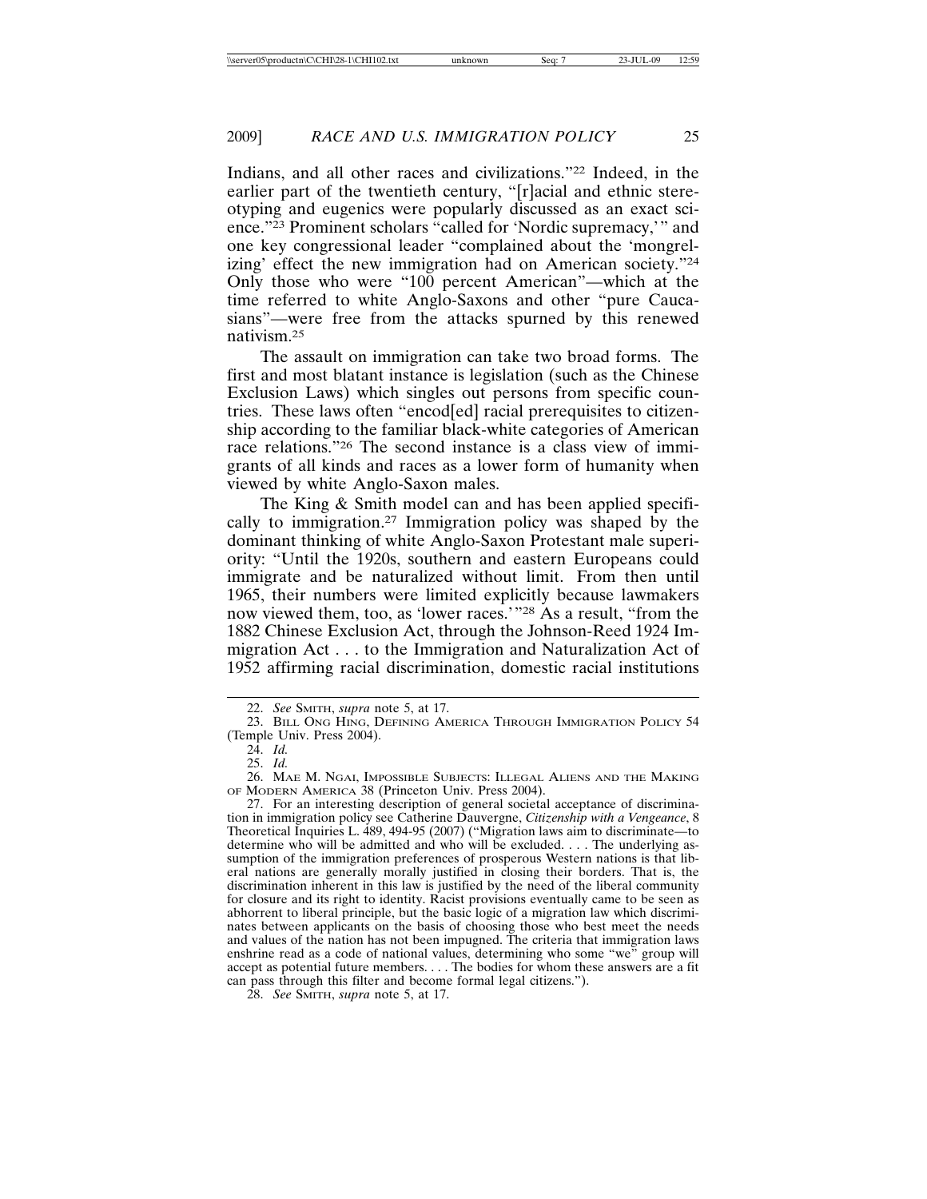Indians, and all other races and civilizations."[22] Indeed, in the earlier part of the twentieth century, "[r]acial and ethnic stereotyping and eugenics were popularly discussed as an exact science."[23] Prominent scholars "called for 'Nordic supremacy,'" and one key congressional leader "complained about the 'mongrelizing' effect the new immigration had on American society."[24] Only those who were "100 percent American"—which at the time referred to white Anglo-Saxons and other "pure Caucasians"—were free from the attacks spurned by this renewed nativism.[25]

The assault on immigration can take two broad forms. The first and most blatant instance is legislation (such as the Chinese Exclusion Laws) which singles out persons from specific countries. These laws often "encod[ed] racial prerequisites to citizenship according to the familiar black-white categories of American race relations."[26] The second instance is a class view of immigrants of all kinds and races as a lower form of humanity when viewed by white Anglo-Saxon males.

The King & Smith model can and has been applied specifically to immigration.[27] Immigration policy was shaped by the dominant thinking of white Anglo-Saxon Protestant male superiority: "Until the 1920s, southern and eastern Europeans could immigrate and be naturalized without limit. From then until 1965, their numbers were limited explicitly because lawmakers now viewed them, too, as 'lower races.'"[28] As a result, "from the 1882 Chinese Exclusion Act, through the Johnson-Reed 1924 Immigration Act . . . to the Immigration and Naturalization Act of 1952 affirming racial discrimination, domestic racial institutions

---

22. *See* SMITH, *supra* note 5, at 17.

23. BILL ONG HING, DEFINING AMERICA THROUGH IMMIGRATION POLICY 54 (Temple Univ. Press 2004).

24. *Id.*

25. *Id.*

26. MAE M. NGAI, IMPOSSIBLE SUBJECTS: ILLEGAL ALIENS AND THE MAKING OF MODERN AMERICA 38 (Princeton Univ. Press 2004).

27. For an interesting description of general societal acceptance of discrimination in immigration policy see Catherine Dauvergne, *Citizenship with a Vengeance*, 8 Theoretical Inquiries L. 489, 494-95 (2007) ("Migration laws aim to discriminate—to determine who will be admitted and who will be excluded. . . . The underlying assumption of the immigration preferences of prosperous Western nations is that liberal nations are generally morally justified in closing their borders. That is, the discrimination inherent in this law is justified by the need of the liberal community for closure and its right to identity. Racist provisions eventually came to be seen as abhorrent to liberal principle, but the basic logic of a migration law which discriminates between applicants on the basis of choosing those who best meet the needs and values of the nation has not been impugned. The criteria that immigration laws enshrine read as a code of national values, determining who some "we" group will accept as potential future members. . . . The bodies for whom these answers are a fit can pass through this filter and become formal legal citizens.").

28. *See* SMITH, *supra* note 5, at 17.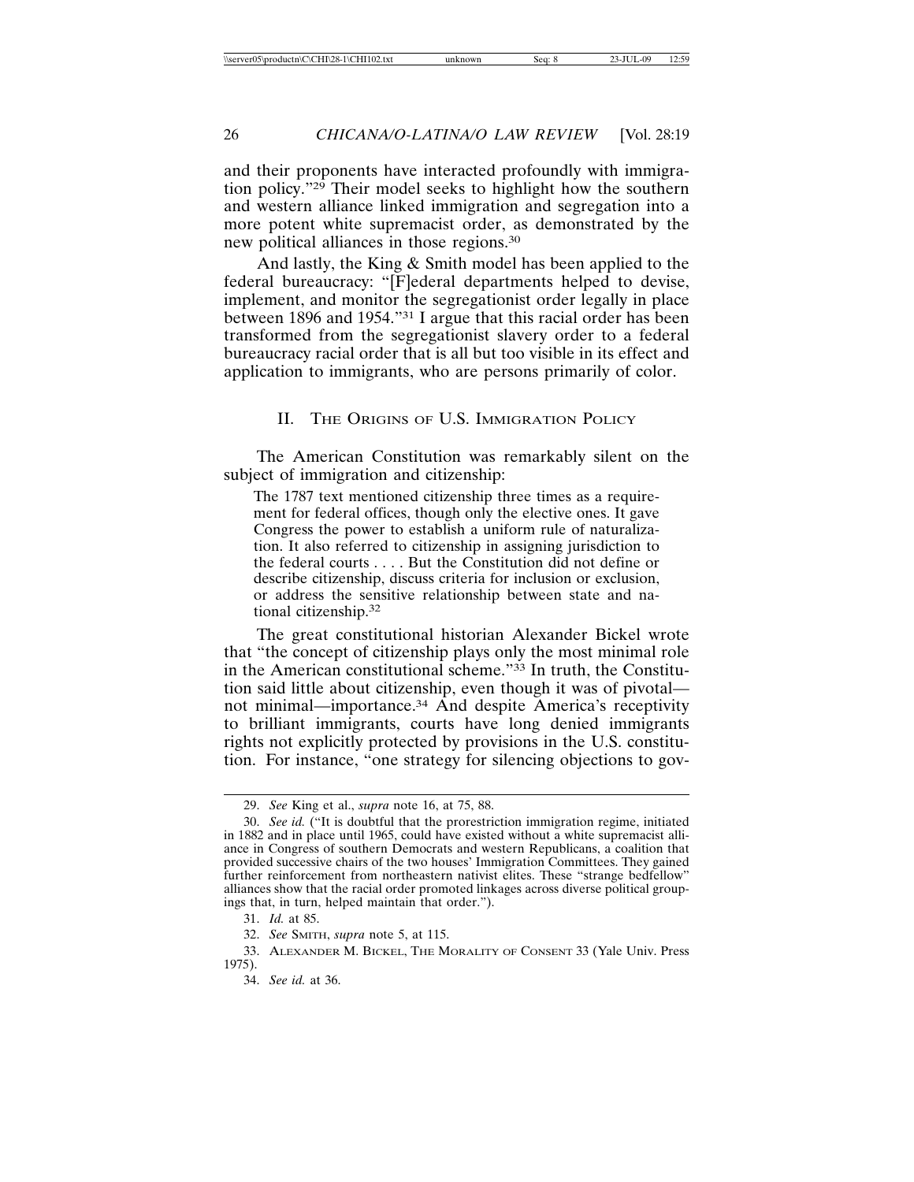and their proponents have interacted profoundly with immigration policy."[29] Their model seeks to highlight how the southern and western alliance linked immigration and segregation into a more potent white supremacist order, as demonstrated by the new political alliances in those regions.[30]

And lastly, the King & Smith model has been applied to the federal bureaucracy: "[F]ederal departments helped to devise, implement, and monitor the segregationist order legally in place between 1896 and 1954."[31] I argue that this racial order has been transformed from the segregationist slavery order to a federal bureaucracy racial order that is all but too visible in its effect and application to immigrants, who are persons primarily of color.

## II. The Origins of U.S. Immigration Policy

The American Constitution was remarkably silent on the subject of immigration and citizenship:

> The 1787 text mentioned citizenship three times as a requirement for federal offices, though only the elective ones. It gave Congress the power to establish a uniform rule of naturalization. It also referred to citizenship in assigning jurisdiction to the federal courts . . . . But the Constitution did not define or describe citizenship, discuss criteria for inclusion or exclusion, or address the sensitive relationship between state and national citizenship.[32]

The great constitutional historian Alexander Bickel wrote that "the concept of citizenship plays only the most minimal role in the American constitutional scheme."[33] In truth, the Constitution said little about citizenship, even though it was of pivotal—not minimal—importance.[34] And despite America's receptivity to brilliant immigrants, courts have long denied immigrants rights not explicitly protected by provisions in the U.S. constitution. For instance, "one strategy for silencing objections to gov-

---

29. *See* King et al., *supra* note 16, at 75, 88.

30. *See id.* ("It is doubtful that the prorestriction immigration regime, initiated in 1882 and in place until 1965, could have existed without a white supremacist alliance in Congress of southern Democrats and western Republicans, a coalition that provided successive chairs of the two houses' Immigration Committees. They gained further reinforcement from northeastern nativist elites. These "strange bedfellow" alliances show that the racial order promoted linkages across diverse political groupings that, in turn, helped maintain that order.").

31. *Id.* at 85.

32. *See* Smith, *supra* note 5, at 115.

33. Alexander M. Bickel, The Morality of Consent 33 (Yale Univ. Press 1975).

34. *See id.* at 36.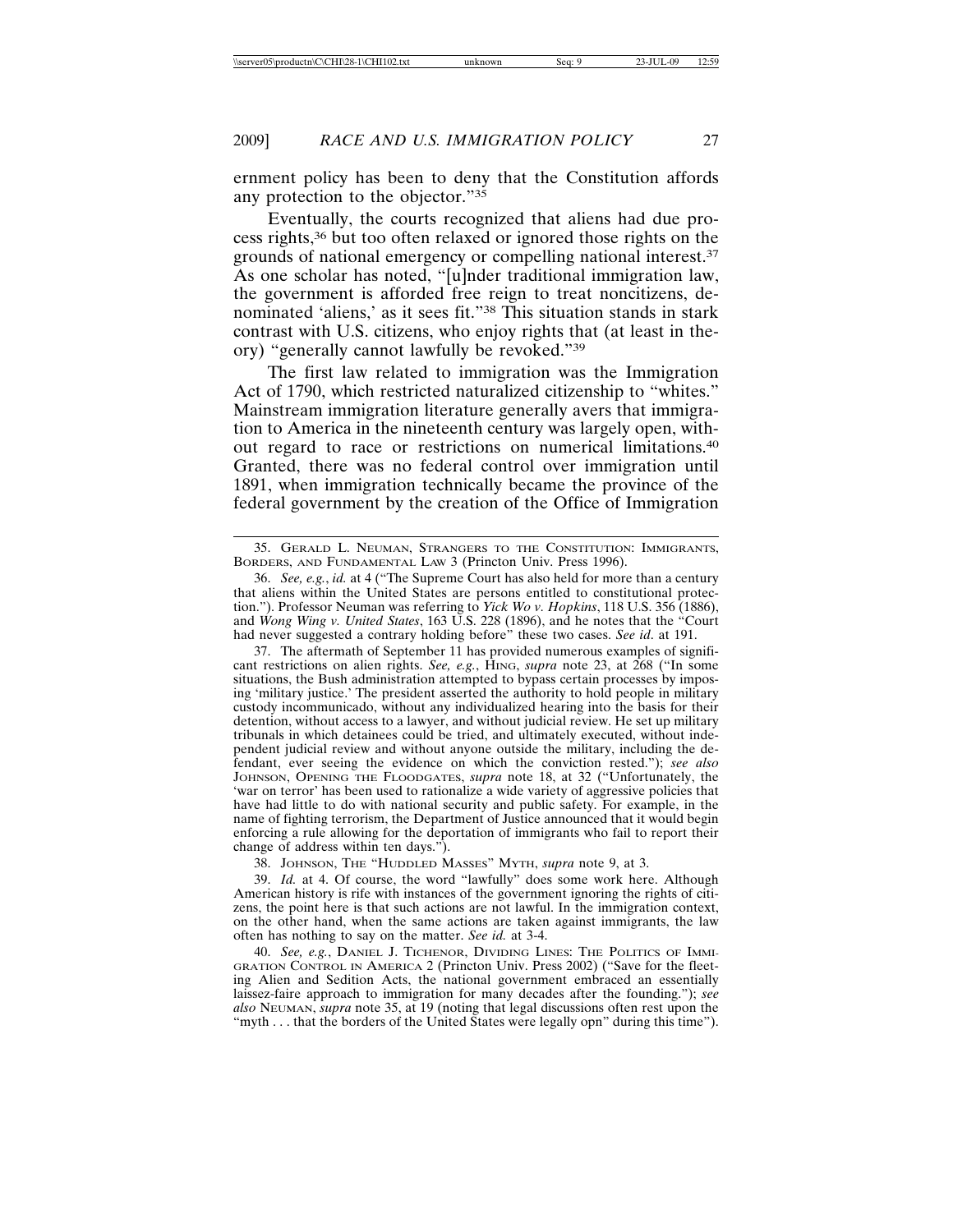ernment policy has been to deny that the Constitution affords any protection to the objector."[35]

Eventually, the courts recognized that aliens had due process rights,[36] but too often relaxed or ignored those rights on the grounds of national emergency or compelling national interest.[37] As one scholar has noted, "[u]nder traditional immigration law, the government is afforded free reign to treat noncitizens, denominated 'aliens,' as it sees fit."[38] This situation stands in stark contrast with U.S. citizens, who enjoy rights that (at least in theory) "generally cannot lawfully be revoked."[39]

The first law related to immigration was the Immigration Act of 1790, which restricted naturalized citizenship to "whites." Mainstream immigration literature generally avers that immigration to America in the nineteenth century was largely open, without regard to race or restrictions on numerical limitations.[40] Granted, there was no federal control over immigration until 1891, when immigration technically became the province of the federal government by the creation of the Office of Immigration

---

35. GERALD L. NEUMAN, STRANGERS TO THE CONSTITUTION: IMMIGRANTS, BORDERS, AND FUNDAMENTAL LAW 3 (Princton Univ. Press 1996).

36. *See, e.g.*, *id.* at 4 ("The Supreme Court has also held for more than a century that aliens within the United States are persons entitled to constitutional protection."). Professor Neuman was referring to *Yick Wo v. Hopkins*, 118 U.S. 356 (1886), and *Wong Wing v. United States*, 163 U.S. 228 (1896), and he notes that the "Court had never suggested a contrary holding before" these two cases. *See id*. at 191.

37. The aftermath of September 11 has provided numerous examples of significant restrictions on alien rights. *See, e.g.*, HING, *supra* note 23, at 268 ("In some situations, the Bush administration attempted to bypass certain processes by imposing 'military justice.' The president asserted the authority to hold people in military custody incommunicado, without any individualized hearing into the basis for their detention, without access to a lawyer, and without judicial review. He set up military tribunals in which detainees could be tried, and ultimately executed, without independent judicial review and without anyone outside the military, including the defendant, ever seeing the evidence on which the conviction rested."); *see also* JOHNSON, OPENING THE FLOODGATES, *supra* note 18, at 32 ("Unfortunately, the 'war on terror' has been used to rationalize a wide variety of aggressive policies that have had little to do with national security and public safety. For example, in the name of fighting terrorism, the Department of Justice announced that it would begin enforcing a rule allowing for the deportation of immigrants who fail to report their change of address within ten days.").

38. JOHNSON, THE "HUDDLED MASSES" MYTH, *supra* note 9, at 3.

39. *Id.* at 4. Of course, the word "lawfully" does some work here. Although American history is rife with instances of the government ignoring the rights of citizens, the point here is that such actions are not lawful. In the immigration context, on the other hand, when the same actions are taken against immigrants, the law often has nothing to say on the matter. *See id.* at 3-4.

40. *See, e.g.*, DANIEL J. TICHENOR, DIVIDING LINES: THE POLITICS OF IMMIGRATION CONTROL IN AMERICA 2 (Princton Univ. Press 2002) ("Save for the fleeting Alien and Sedition Acts, the national government embraced an essentially laissez-faire approach to immigration for many decades after the founding."); *see also* NEUMAN, *supra* note 35, at 19 (noting that legal discussions often rest upon the "myth . . . that the borders of the United States were legally opn" during this time").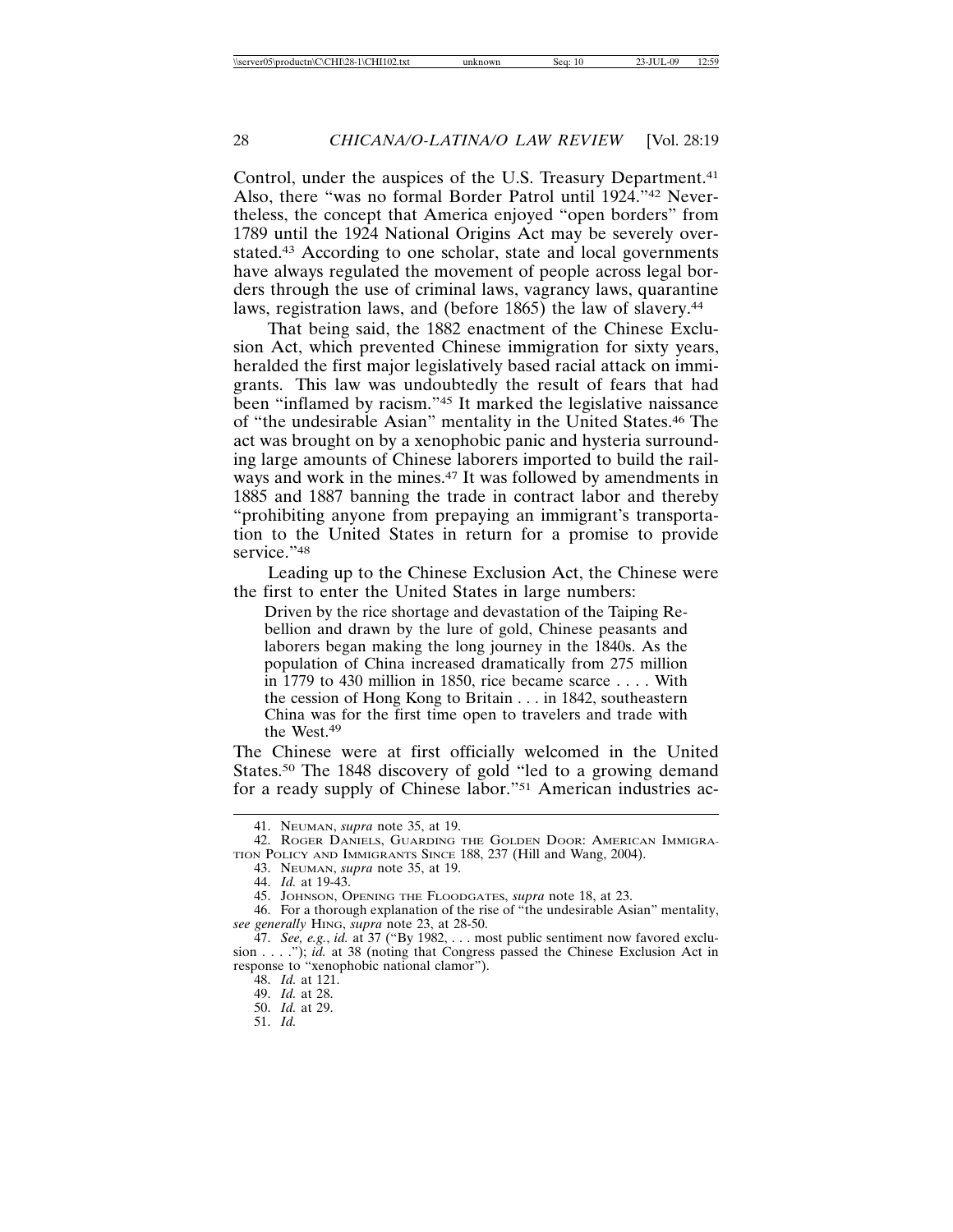Control, under the auspices of the U.S. Treasury Department.[41] Also, there "was no formal Border Patrol until 1924."[42] Nevertheless, the concept that America enjoyed "open borders" from 1789 until the 1924 National Origins Act may be severely overstated.[43] According to one scholar, state and local governments have always regulated the movement of people across legal borders through the use of criminal laws, vagrancy laws, quarantine laws, registration laws, and (before 1865) the law of slavery.[44]

That being said, the 1882 enactment of the Chinese Exclusion Act, which prevented Chinese immigration for sixty years, heralded the first major legislatively based racial attack on immigrants. This law was undoubtedly the result of fears that had been "inflamed by racism."[45] It marked the legislative naissance of "the undesirable Asian" mentality in the United States.[46] The act was brought on by a xenophobic panic and hysteria surrounding large amounts of Chinese laborers imported to build the railways and work in the mines.[47] It was followed by amendments in 1885 and 1887 banning the trade in contract labor and thereby "prohibiting anyone from prepaying an immigrant's transportation to the United States in return for a promise to provide service."[48]

Leading up to the Chinese Exclusion Act, the Chinese were the first to enter the United States in large numbers:

> Driven by the rice shortage and devastation of the Taiping Rebellion and drawn by the lure of gold, Chinese peasants and laborers began making the long journey in the 1840s. As the population of China increased dramatically from 275 million in 1779 to 430 million in 1850, rice became scarce . . . . With the cession of Hong Kong to Britain . . . in 1842, southeastern China was for the first time open to travelers and trade with the West.[49]

The Chinese were at first officially welcomed in the United States.[50] The 1848 discovery of gold "led to a growing demand for a ready supply of Chinese labor."[51] American industries ac-

---

41. NEUMAN, *supra* note 35, at 19.

42. ROGER DANIELS, GUARDING THE GOLDEN DOOR: AMERICAN IMMIGRATION POLICY AND IMMIGRANTS SINCE 188, 237 (Hill and Wang, 2004).

43. NEUMAN, *supra* note 35, at 19.

44. *Id.* at 19-43.

45. JOHNSON, OPENING THE FLOODGATES, *supra* note 18, at 23.

46. For a thorough explanation of the rise of "the undesirable Asian" mentality, *see generally* HING, *supra* note 23, at 28-50.

47. *See, e.g.*, *id.* at 37 ("By 1982, . . . most public sentiment now favored exclusion . . . ."); *id.* at 38 (noting that Congress passed the Chinese Exclusion Act in response to "xenophobic national clamor").

48. *Id.* at 121.

49. *Id.* at 28.

50. *Id.* at 29.

51. *Id.*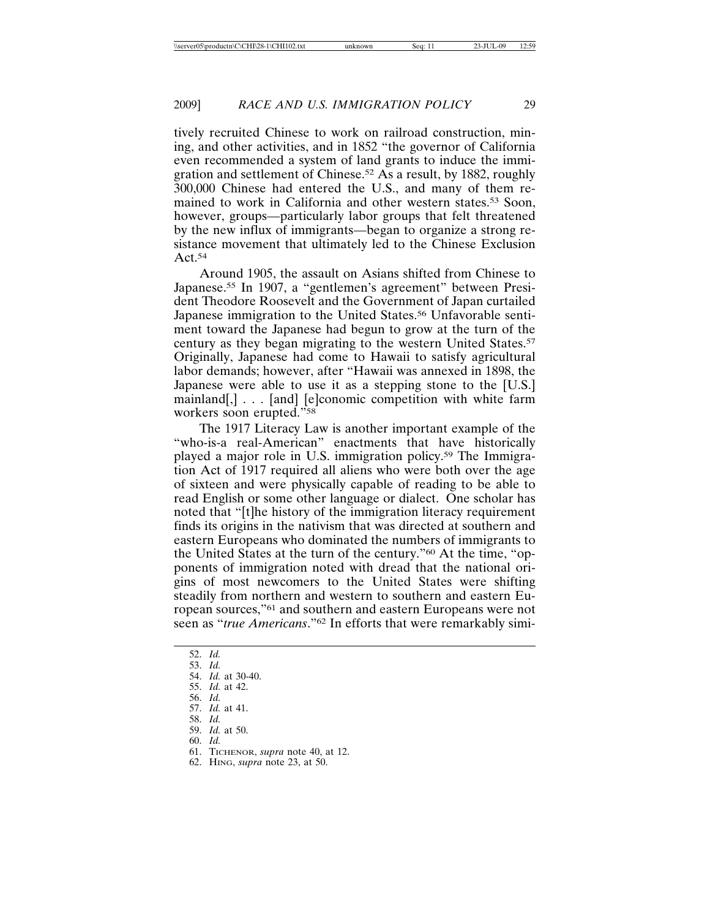tively recruited Chinese to work on railroad construction, mining, and other activities, and in 1852 "the governor of California even recommended a system of land grants to induce the immigration and settlement of Chinese.[52] As a result, by 1882, roughly 300,000 Chinese had entered the U.S., and many of them remained to work in California and other western states.[53] Soon, however, groups—particularly labor groups that felt threatened by the new influx of immigrants—began to organize a strong resistance movement that ultimately led to the Chinese Exclusion Act.[54]

Around 1905, the assault on Asians shifted from Chinese to Japanese.[55] In 1907, a "gentlemen's agreement" between President Theodore Roosevelt and the Government of Japan curtailed Japanese immigration to the United States.[56] Unfavorable sentiment toward the Japanese had begun to grow at the turn of the century as they began migrating to the western United States.[57] Originally, Japanese had come to Hawaii to satisfy agricultural labor demands; however, after "Hawaii was annexed in 1898, the Japanese were able to use it as a stepping stone to the [U.S.] mainland[,] . . . [and] [e]conomic competition with white farm workers soon erupted."[58]

The 1917 Literacy Law is another important example of the "who-is-a real-American" enactments that have historically played a major role in U.S. immigration policy.[59] The Immigration Act of 1917 required all aliens who were both over the age of sixteen and were physically capable of reading to be able to read English or some other language or dialect. One scholar has noted that "[t]he history of the immigration literacy requirement finds its origins in the nativism that was directed at southern and eastern Europeans who dominated the numbers of immigrants to the United States at the turn of the century."[60] At the time, "opponents of immigration noted with dread that the national origins of most newcomers to the United States were shifting steadily from northern and western to southern and eastern European sources,"[61] and southern and eastern Europeans were not seen as "*true Americans*."[62] In efforts that were remarkably simi-

---

52. *Id.*
53. *Id.*
54. *Id.* at 30-40.
55. *Id.* at 42.
56. *Id.*
57. *Id.* at 41.
58. *Id.*
59. *Id.* at 50.
60. *Id.*
61. TICHENOR, *supra* note 40, at 12.
62. HING, *supra* note 23, at 50.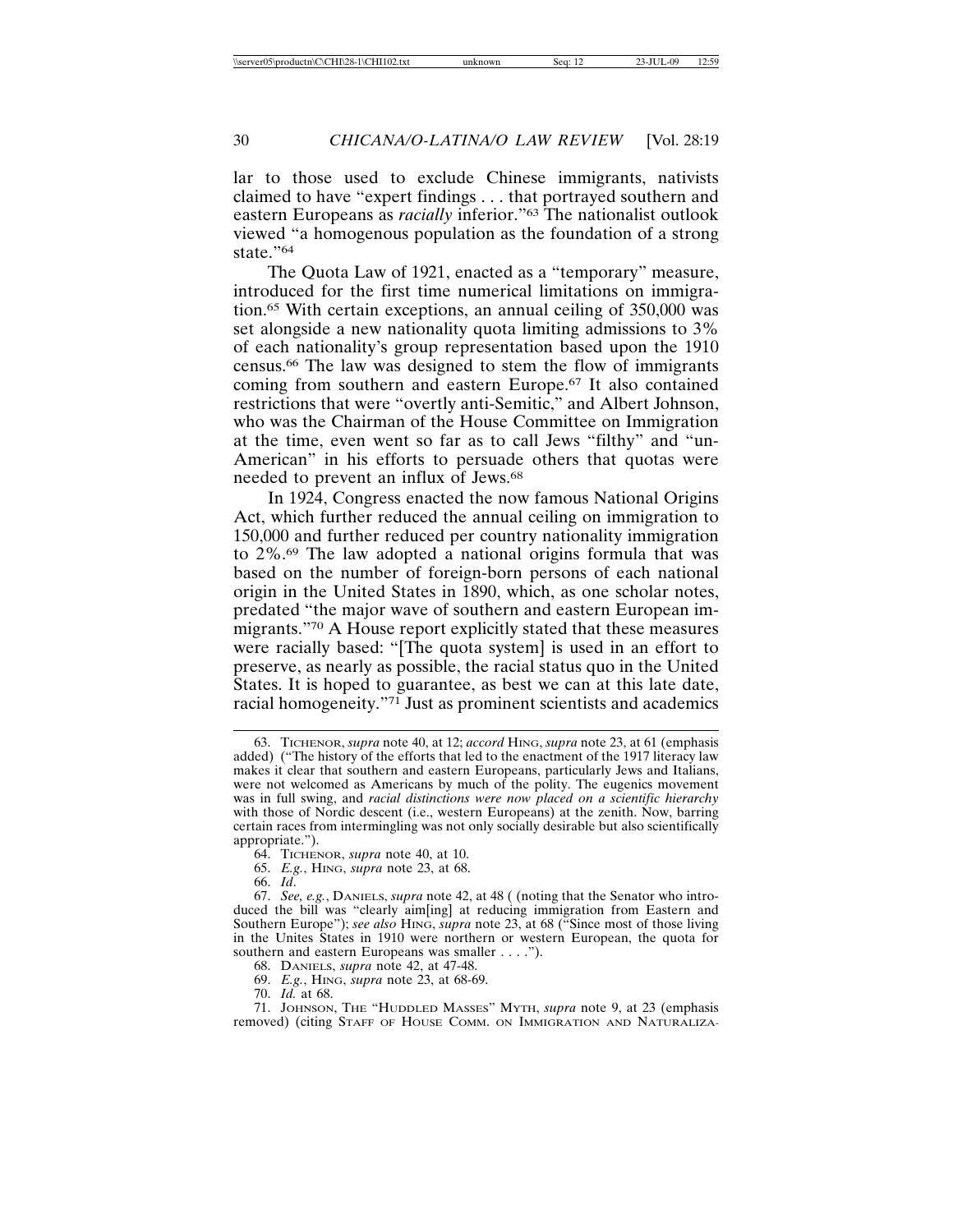lar to those used to exclude Chinese immigrants, nativists claimed to have "expert findings . . . that portrayed southern and eastern Europeans as *racially* inferior."[63] The nationalist outlook viewed "a homogenous population as the foundation of a strong state."[64]

The Quota Law of 1921, enacted as a "temporary" measure, introduced for the first time numerical limitations on immigration.[65] With certain exceptions, an annual ceiling of 350,000 was set alongside a new nationality quota limiting admissions to 3% of each nationality's group representation based upon the 1910 census.[66] The law was designed to stem the flow of immigrants coming from southern and eastern Europe.[67] It also contained restrictions that were "overtly anti-Semitic," and Albert Johnson, who was the Chairman of the House Committee on Immigration at the time, even went so far as to call Jews "filthy" and "un-American" in his efforts to persuade others that quotas were needed to prevent an influx of Jews.[68]

In 1924, Congress enacted the now famous National Origins Act, which further reduced the annual ceiling on immigration to 150,000 and further reduced per country nationality immigration to 2%.[69] The law adopted a national origins formula that was based on the number of foreign-born persons of each national origin in the United States in 1890, which, as one scholar notes, predated "the major wave of southern and eastern European immigrants."[70] A House report explicitly stated that these measures were racially based: "[The quota system] is used in an effort to preserve, as nearly as possible, the racial status quo in the United States. It is hoped to guarantee, as best we can at this late date, racial homogeneity."[71] Just as prominent scientists and academics

---

63. TICHENOR, *supra* note 40, at 12; *accord* HING, *supra* note 23, at 61 (emphasis added) ("The history of the efforts that led to the enactment of the 1917 literacy law makes it clear that southern and eastern Europeans, particularly Jews and Italians, were not welcomed as Americans by much of the polity. The eugenics movement was in full swing, and *racial distinctions were now placed on a scientific hierarchy* with those of Nordic descent (i.e., western Europeans) at the zenith. Now, barring certain races from intermingling was not only socially desirable but also scientifically appropriate.").

64. TICHENOR, *supra* note 40, at 10.

65. *E.g.*, HING, *supra* note 23, at 68.

66. *Id*.

67. *See, e.g.*, DANIELS, *supra* note 42, at 48 ( (noting that the Senator who introduced the bill was "clearly aim[ing] at reducing immigration from Eastern and Southern Europe"); *see also* HING, *supra* note 23, at 68 ("Since most of those living in the Unites States in 1910 were northern or western European, the quota for southern and eastern Europeans was smaller . . . .").

68. DANIELS, *supra* note 42, at 47-48.

69. *E.g.*, HING, *supra* note 23, at 68-69.

70. *Id.* at 68.

71. JOHNSON, THE "HUDDLED MASSES" MYTH, *supra* note 9, at 23 (emphasis removed) (citing STAFF OF HOUSE COMM. ON IMMIGRATION AND NATURALIZA-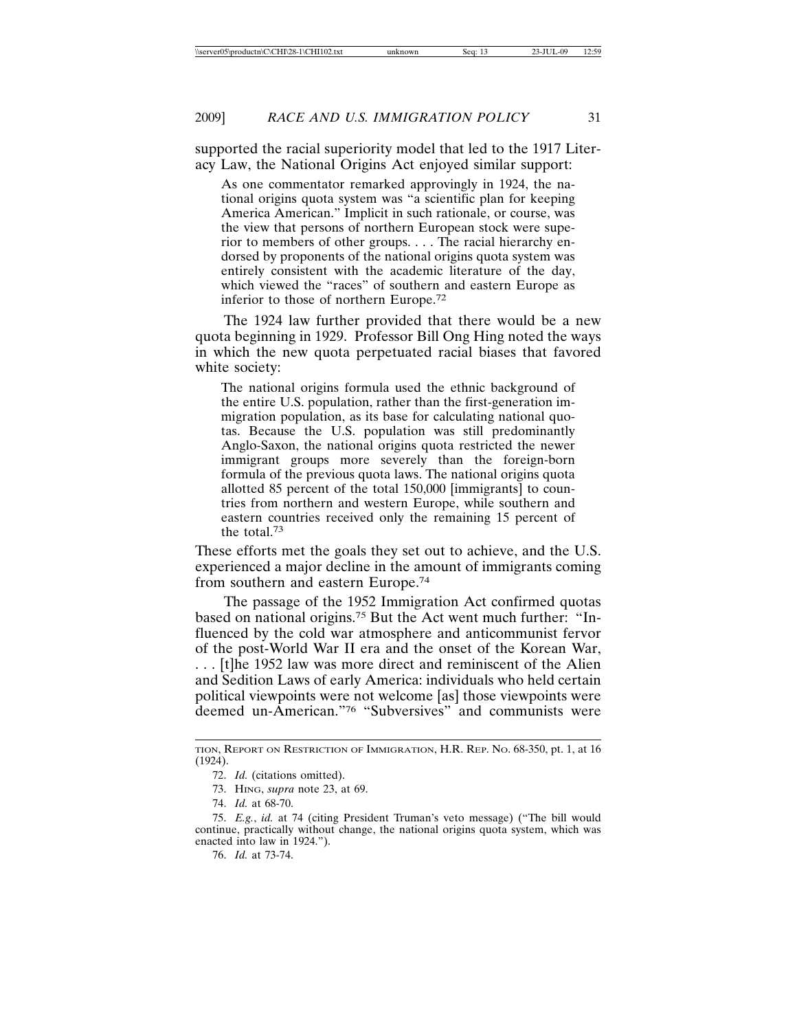supported the racial superiority model that led to the 1917 Literacy Law, the National Origins Act enjoyed similar support:

> As one commentator remarked approvingly in 1924, the national origins quota system was "a scientific plan for keeping America American." Implicit in such rationale, or course, was the view that persons of northern European stock were superior to members of other groups. . . . The racial hierarchy endorsed by proponents of the national origins quota system was entirely consistent with the academic literature of the day, which viewed the "races" of southern and eastern Europe as inferior to those of northern Europe.[72]

The 1924 law further provided that there would be a new quota beginning in 1929. Professor Bill Ong Hing noted the ways in which the new quota perpetuated racial biases that favored white society:

> The national origins formula used the ethnic background of the entire U.S. population, rather than the first-generation immigration population, as its base for calculating national quotas. Because the U.S. population was still predominantly Anglo-Saxon, the national origins quota restricted the newer immigrant groups more severely than the foreign-born formula of the previous quota laws. The national origins quota allotted 85 percent of the total 150,000 [immigrants] to countries from northern and western Europe, while southern and eastern countries received only the remaining 15 percent of the total.[73]

These efforts met the goals they set out to achieve, and the U.S. experienced a major decline in the amount of immigrants coming from southern and eastern Europe.[74]

The passage of the 1952 Immigration Act confirmed quotas based on national origins.[75] But the Act went much further: "Influenced by the cold war atmosphere and anticommunist fervor of the post-World War II era and the onset of the Korean War, . . . [t]he 1952 law was more direct and reminiscent of the Alien and Sedition Laws of early America: individuals who held certain political viewpoints were not welcome [as] those viewpoints were deemed un-American."[76] "Subversives" and communists were

---

TION, REPORT ON RESTRICTION OF IMMIGRATION, H.R. REP. NO. 68-350, pt. 1, at 16 (1924).

72. *Id.* (citations omitted).

73. HING, *supra* note 23, at 69.

74. *Id.* at 68-70.

75. *E.g.*, *id.* at 74 (citing President Truman's veto message) ("The bill would continue, practically without change, the national origins quota system, which was enacted into law in 1924.").

76. *Id.* at 73-74.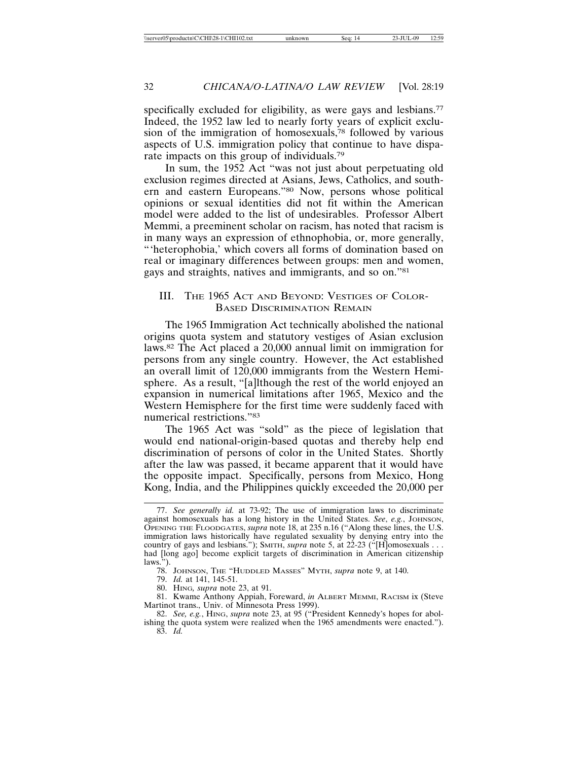specifically excluded for eligibility, as were gays and lesbians.[77] Indeed, the 1952 law led to nearly forty years of explicit exclusion of the immigration of homosexuals,[78] followed by various aspects of U.S. immigration policy that continue to have disparate impacts on this group of individuals.[79]

In sum, the 1952 Act "was not just about perpetuating old exclusion regimes directed at Asians, Jews, Catholics, and southern and eastern Europeans."[80] Now, persons whose political opinions or sexual identities did not fit within the American model were added to the list of undesirables. Professor Albert Memmi, a preeminent scholar on racism, has noted that racism is in many ways an expression of ethnophobia, or, more generally, "'heterophobia,' which covers all forms of domination based on real or imaginary differences between groups: men and women, gays and straights, natives and immigrants, and so on."[81]

## III. The 1965 Act and Beyond: Vestiges of Color-Based Discrimination Remain

The 1965 Immigration Act technically abolished the national origins quota system and statutory vestiges of Asian exclusion laws.[82] The Act placed a 20,000 annual limit on immigration for persons from any single country. However, the Act established an overall limit of 120,000 immigrants from the Western Hemisphere. As a result, "[a]lthough the rest of the world enjoyed an expansion in numerical limitations after 1965, Mexico and the Western Hemisphere for the first time were suddenly faced with numerical restrictions."[83]

The 1965 Act was "sold" as the piece of legislation that would end national-origin-based quotas and thereby help end discrimination of persons of color in the United States. Shortly after the law was passed, it became apparent that it would have the opposite impact. Specifically, persons from Mexico, Hong Kong, India, and the Philippines quickly exceeded the 20,000 per

---

77. *See generally id.* at 73-92; The use of immigration laws to discriminate against homosexuals has a long history in the United States. *See*, *e.g.*, Johnson, Opening the Floodgates, *supra* note 18, at 235 n.16 ("Along these lines, the U.S. immigration laws historically have regulated sexuality by denying entry into the country of gays and lesbians."); Smith, *supra* note 5, at 22-23 ("[H]omosexuals . . . had [long ago] become explicit targets of discrimination in American citizenship laws.").

78. Johnson, The "Huddled Masses" Myth, *supra* note 9, at 140.

79. *Id.* at 141, 145-51.

80. Hing, *supra* note 23, at 91.

81. Kwame Anthony Appiah, Foreward, *in* Albert Memmi, Racism ix (Steve Martinot trans., Univ. of Minnesota Press 1999).

82. *See, e.g.*, Hing, *supra* note 23, at 95 ("President Kennedy's hopes for abolishing the quota system were realized when the 1965 amendments were enacted.").

83. *Id.*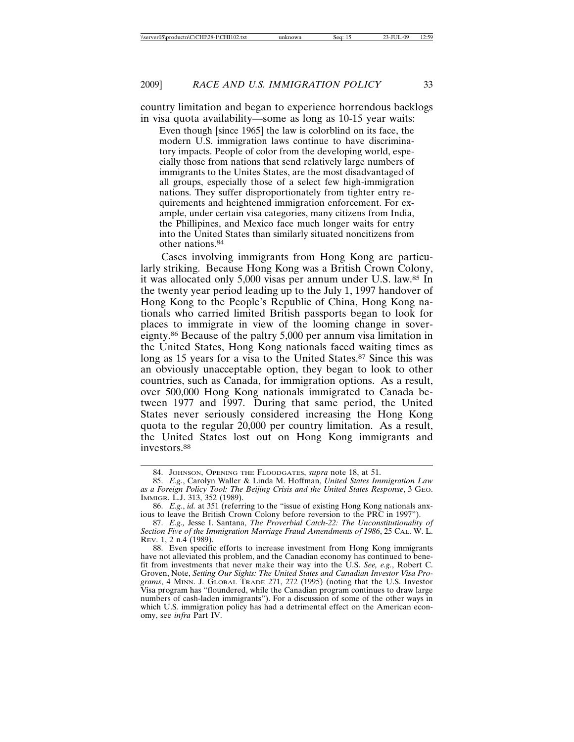country limitation and began to experience horrendous backlogs in visa quota availability—some as long as 10-15 year waits:

> Even though [since 1965] the law is colorblind on its face, the modern U.S. immigration laws continue to have discriminatory impacts. People of color from the developing world, especially those from nations that send relatively large numbers of immigrants to the Unites States, are the most disadvantaged of all groups, especially those of a select few high-immigration nations. They suffer disproportionately from tighter entry requirements and heightened immigration enforcement. For example, under certain visa categories, many citizens from India, the Phillipines, and Mexico face much longer waits for entry into the United States than similarly situated noncitizens from other nations.[84]

Cases involving immigrants from Hong Kong are particularly striking. Because Hong Kong was a British Crown Colony, it was allocated only 5,000 visas per annum under U.S. law.[85] In the twenty year period leading up to the July 1, 1997 handover of Hong Kong to the People's Republic of China, Hong Kong nationals who carried limited British passports began to look for places to immigrate in view of the looming change in sovereignty.[86] Because of the paltry 5,000 per annum visa limitation in the United States, Hong Kong nationals faced waiting times as long as 15 years for a visa to the United States.[87] Since this was an obviously unacceptable option, they began to look to other countries, such as Canada, for immigration options. As a result, over 500,000 Hong Kong nationals immigrated to Canada between 1977 and 1997. During that same period, the United States never seriously considered increasing the Hong Kong quota to the regular 20,000 per country limitation. As a result, the United States lost out on Hong Kong immigrants and investors.[88]

---

84. JOHNSON, OPENING THE FLOODGATES, *supra* note 18, at 51.

85. *E.g.*, Carolyn Waller & Linda M. Hoffman, *United States Immigration Law as a Foreign Policy Tool: The Beijing Crisis and the United States Response*, 3 GEO. IMMIGR. L.J. 313, 352 (1989).

86. *E.g.*, *id.* at 351 (referring to the "issue of existing Hong Kong nationals anxious to leave the British Crown Colony before reversion to the PRC in 1997").

87. *E.g.,* Jesse I. Santana, *The Proverbial Catch-22: The Unconstitutionality of Section Five of the Immigration Marriage Fraud Amendments of 1986*, 25 CAL. W. L. REV. 1, 2 n.4 (1989).

88. Even specific efforts to increase investment from Hong Kong immigrants have not alleviated this problem, and the Canadian economy has continued to benefit from investments that never make their way into the U.S. *See, e.g.*, Robert C. Groven, Note, *Setting Our Sights: The United States and Canadian Investor Visa Programs*, 4 MINN. J. GLOBAL TRADE 271, 272 (1995) (noting that the U.S. Investor Visa program has "floundered, while the Canadian program continues to draw large numbers of cash-laden immigrants"). For a discussion of some of the other ways in which U.S. immigration policy has had a detrimental effect on the American economy, see *infra* Part IV.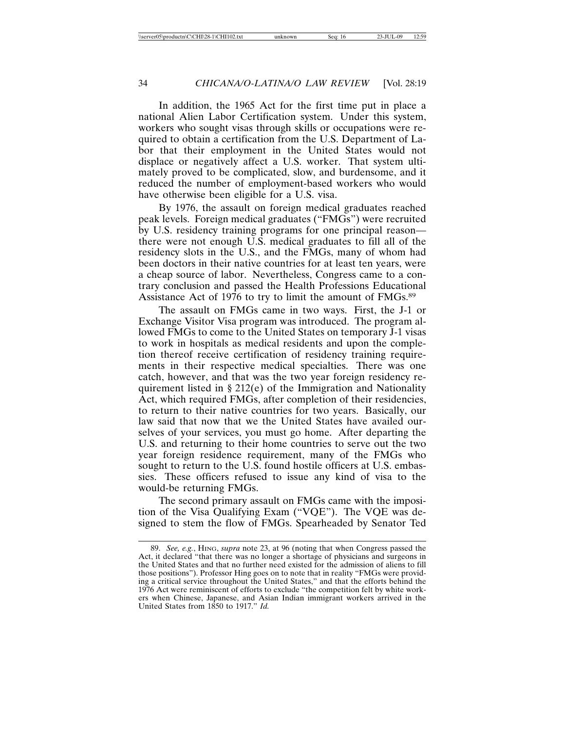In addition, the 1965 Act for the first time put in place a national Alien Labor Certification system. Under this system, workers who sought visas through skills or occupations were required to obtain a certification from the U.S. Department of Labor that their employment in the United States would not displace or negatively affect a U.S. worker. That system ultimately proved to be complicated, slow, and burdensome, and it reduced the number of employment-based workers who would have otherwise been eligible for a U.S. visa.

By 1976, the assault on foreign medical graduates reached peak levels. Foreign medical graduates ("FMGs") were recruited by U.S. residency training programs for one principal reason—there were not enough U.S. medical graduates to fill all of the residency slots in the U.S., and the FMGs, many of whom had been doctors in their native countries for at least ten years, were a cheap source of labor. Nevertheless, Congress came to a contrary conclusion and passed the Health Professions Educational Assistance Act of 1976 to try to limit the amount of FMGs.[89]

The assault on FMGs came in two ways. First, the J-1 or Exchange Visitor Visa program was introduced. The program allowed FMGs to come to the United States on temporary J-1 visas to work in hospitals as medical residents and upon the completion thereof receive certification of residency training requirements in their respective medical specialties. There was one catch, however, and that was the two year foreign residency requirement listed in § 212(e) of the Immigration and Nationality Act, which required FMGs, after completion of their residencies, to return to their native countries for two years. Basically, our law said that now that we the United States have availed ourselves of your services, you must go home. After departing the U.S. and returning to their home countries to serve out the two year foreign residence requirement, many of the FMGs who sought to return to the U.S. found hostile officers at U.S. embassies. These officers refused to issue any kind of visa to the would-be returning FMGs.

The second primary assault on FMGs came with the imposition of the Visa Qualifying Exam ("VQE"). The VQE was designed to stem the flow of FMGs. Spearheaded by Senator Ted

---

89. *See, e.g.*, Hing, *supra* note 23, at 96 (noting that when Congress passed the Act, it declared "that there was no longer a shortage of physicians and surgeons in the United States and that no further need existed for the admission of aliens to fill those positions"). Professor Hing goes on to note that in reality "FMGs were providing a critical service throughout the United States," and that the efforts behind the 1976 Act were reminiscent of efforts to exclude "the competition felt by white workers when Chinese, Japanese, and Asian Indian immigrant workers arrived in the United States from 1850 to 1917." *Id.*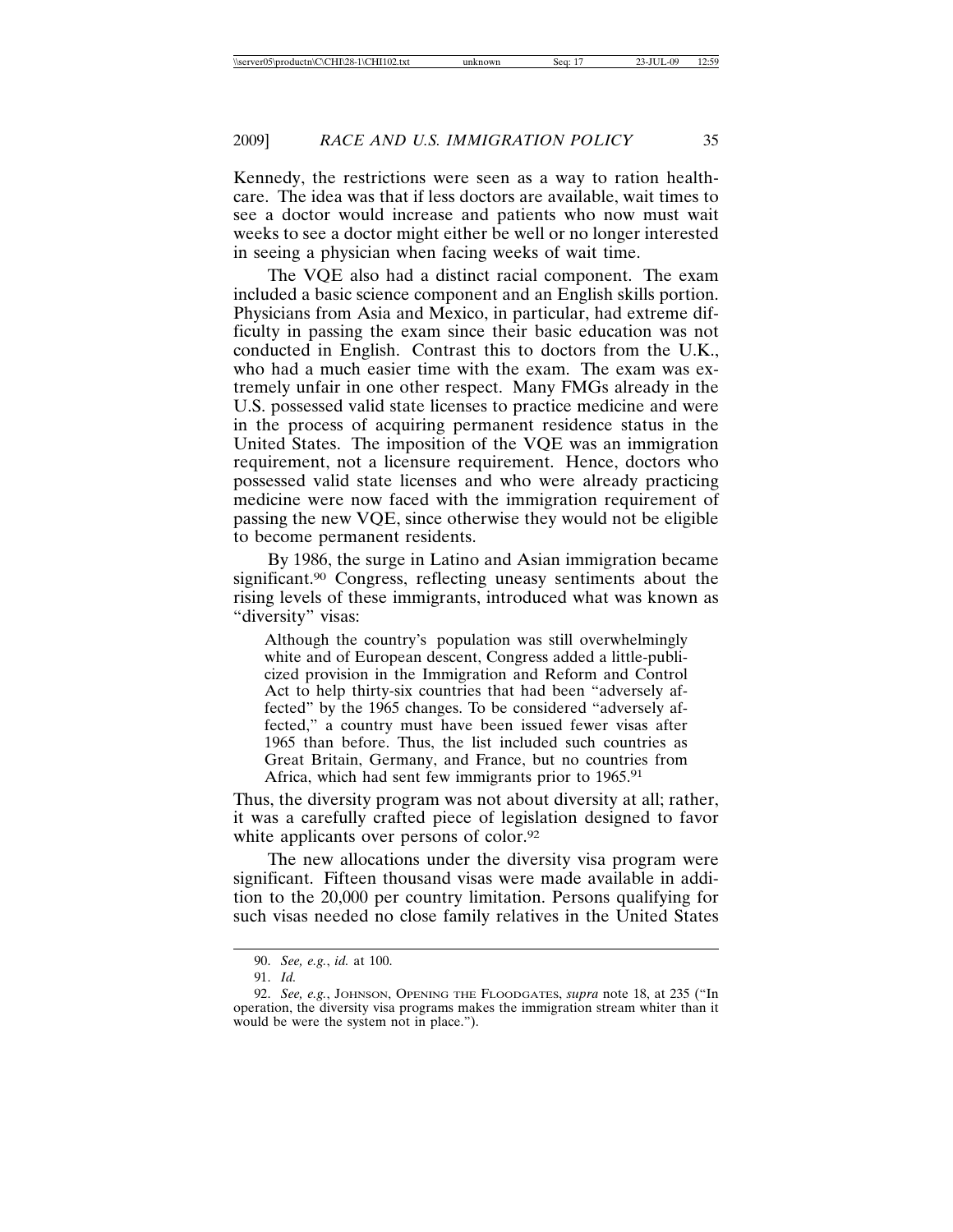Kennedy, the restrictions were seen as a way to ration healthcare. The idea was that if less doctors are available, wait times to see a doctor would increase and patients who now must wait weeks to see a doctor might either be well or no longer interested in seeing a physician when facing weeks of wait time.

The VQE also had a distinct racial component. The exam included a basic science component and an English skills portion. Physicians from Asia and Mexico, in particular, had extreme difficulty in passing the exam since their basic education was not conducted in English. Contrast this to doctors from the U.K., who had a much easier time with the exam. The exam was extremely unfair in one other respect. Many FMGs already in the U.S. possessed valid state licenses to practice medicine and were in the process of acquiring permanent residence status in the United States. The imposition of the VQE was an immigration requirement, not a licensure requirement. Hence, doctors who possessed valid state licenses and who were already practicing medicine were now faced with the immigration requirement of passing the new VQE, since otherwise they would not be eligible to become permanent residents.

By 1986, the surge in Latino and Asian immigration became significant.[90] Congress, reflecting uneasy sentiments about the rising levels of these immigrants, introduced what was known as "diversity" visas:

> Although the country's population was still overwhelmingly white and of European descent, Congress added a little-publicized provision in the Immigration and Reform and Control Act to help thirty-six countries that had been "adversely affected" by the 1965 changes. To be considered "adversely affected," a country must have been issued fewer visas after 1965 than before. Thus, the list included such countries as Great Britain, Germany, and France, but no countries from Africa, which had sent few immigrants prior to 1965.[91]

Thus, the diversity program was not about diversity at all; rather, it was a carefully crafted piece of legislation designed to favor white applicants over persons of color.[92]

The new allocations under the diversity visa program were significant. Fifteen thousand visas were made available in addition to the 20,000 per country limitation. Persons qualifying for such visas needed no close family relatives in the United States

---

90. *See, e.g.*, *id.* at 100.

91. *Id.*

92. *See, e.g.*, JOHNSON, OPENING THE FLOODGATES, *supra* note 18, at 235 ("In operation, the diversity visa programs makes the immigration stream whiter than it would be were the system not in place.").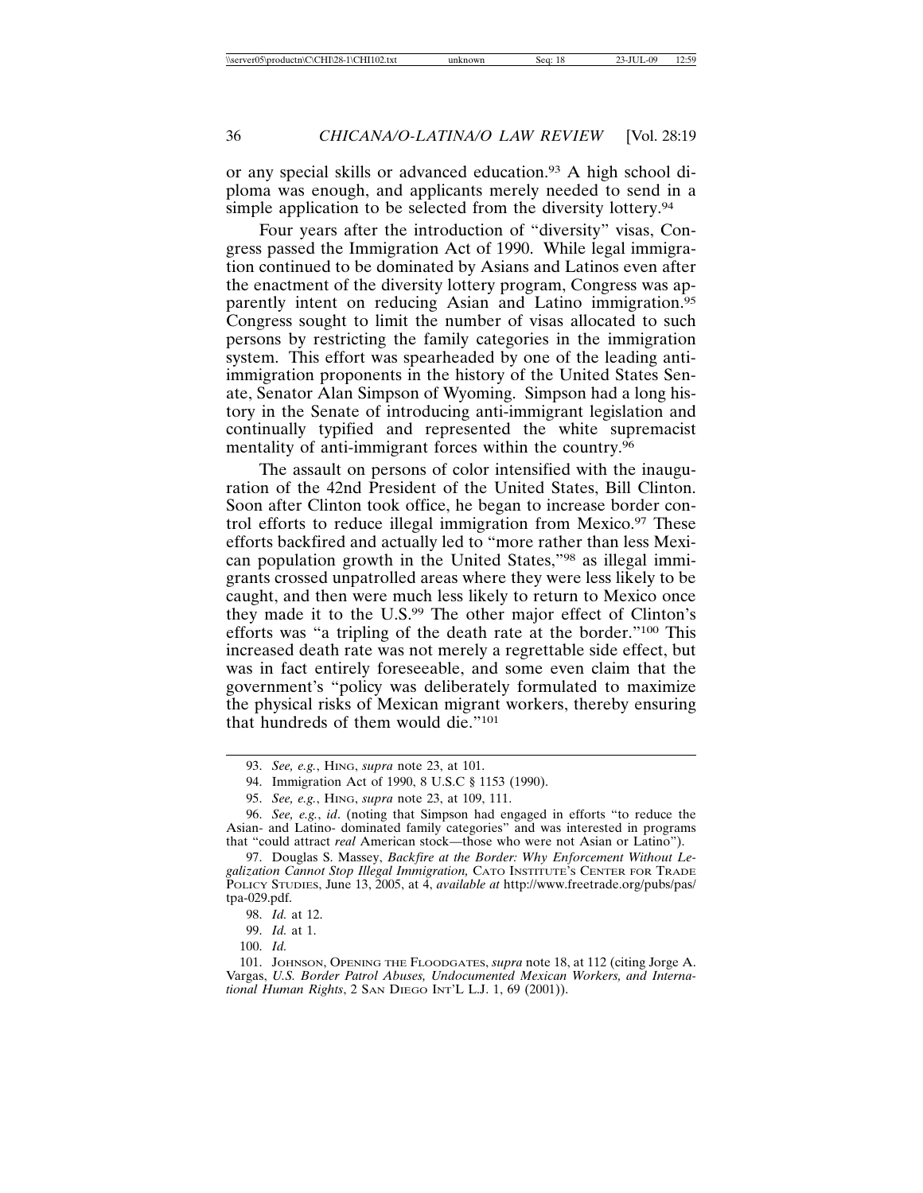or any special skills or advanced education.[93] A high school diploma was enough, and applicants merely needed to send in a simple application to be selected from the diversity lottery.[94]

Four years after the introduction of "diversity" visas, Congress passed the Immigration Act of 1990. While legal immigration continued to be dominated by Asians and Latinos even after the enactment of the diversity lottery program, Congress was apparently intent on reducing Asian and Latino immigration.[95] Congress sought to limit the number of visas allocated to such persons by restricting the family categories in the immigration system. This effort was spearheaded by one of the leading anti-immigration proponents in the history of the United States Senate, Senator Alan Simpson of Wyoming. Simpson had a long history in the Senate of introducing anti-immigrant legislation and continually typified and represented the white supremacist mentality of anti-immigrant forces within the country.[96]

The assault on persons of color intensified with the inauguration of the 42nd President of the United States, Bill Clinton. Soon after Clinton took office, he began to increase border control efforts to reduce illegal immigration from Mexico.[97] These efforts backfired and actually led to "more rather than less Mexican population growth in the United States,"[98] as illegal immigrants crossed unpatrolled areas where they were less likely to be caught, and then were much less likely to return to Mexico once they made it to the U.S.[99] The other major effect of Clinton's efforts was "a tripling of the death rate at the border."[100] This increased death rate was not merely a regrettable side effect, but was in fact entirely foreseeable, and some even claim that the government's "policy was deliberately formulated to maximize the physical risks of Mexican migrant workers, thereby ensuring that hundreds of them would die."[101]

---

93. *See, e.g.*, HING, *supra* note 23, at 101.

94. Immigration Act of 1990, 8 U.S.C § 1153 (1990).

95. *See, e.g.*, HING, *supra* note 23, at 109, 111.

96. *See, e.g.*, *id*. (noting that Simpson had engaged in efforts "to reduce the Asian- and Latino- dominated family categories" and was interested in programs that "could attract *real* American stock—those who were not Asian or Latino").

97. Douglas S. Massey, *Backfire at the Border: Why Enforcement Without Legalization Cannot Stop Illegal Immigration,* CATO INSTITUTE'S CENTER FOR TRADE POLICY STUDIES, June 13, 2005, at 4, *available at* http://www.freetrade.org/pubs/pas/tpa-029.pdf.

98. *Id.* at 12.

99. *Id.* at 1.

100. *Id.*

101. JOHNSON, OPENING THE FLOODGATES, *supra* note 18, at 112 (citing Jorge A. Vargas, *U.S. Border Patrol Abuses, Undocumented Mexican Workers, and International Human Rights*, 2 SAN DIEGO INT'L L.J. 1, 69 (2001)).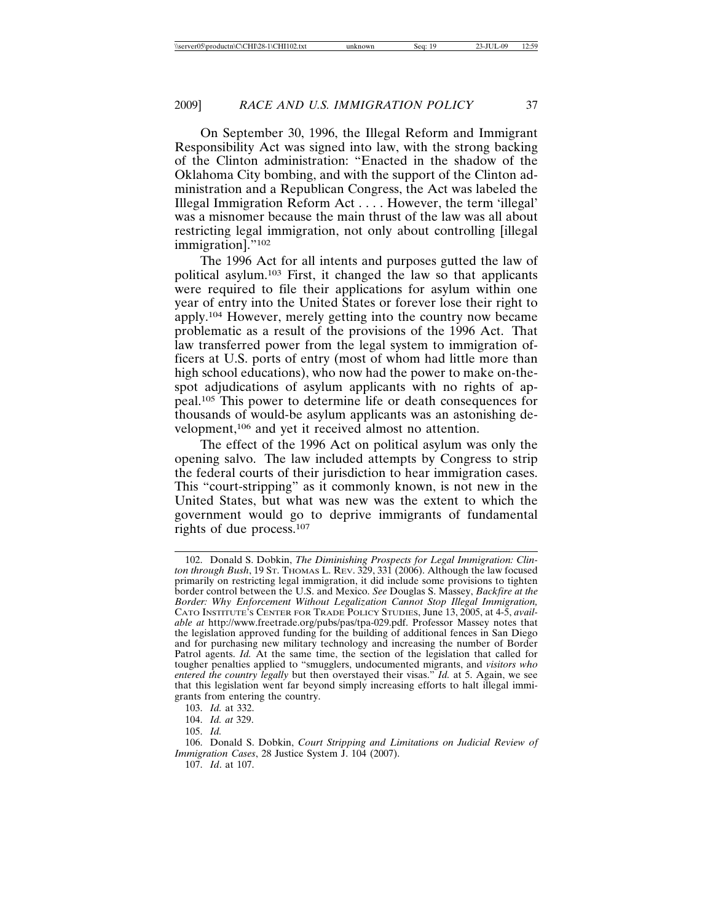On September 30, 1996, the Illegal Reform and Immigrant Responsibility Act was signed into law, with the strong backing of the Clinton administration: "Enacted in the shadow of the Oklahoma City bombing, and with the support of the Clinton administration and a Republican Congress, the Act was labeled the Illegal Immigration Reform Act . . . . However, the term 'illegal' was a misnomer because the main thrust of the law was all about restricting legal immigration, not only about controlling [illegal immigration]."[102]

The 1996 Act for all intents and purposes gutted the law of political asylum.[103] First, it changed the law so that applicants were required to file their applications for asylum within one year of entry into the United States or forever lose their right to apply.[104] However, merely getting into the country now became problematic as a result of the provisions of the 1996 Act. That law transferred power from the legal system to immigration officers at U.S. ports of entry (most of whom had little more than high school educations), who now had the power to make on-the-spot adjudications of asylum applicants with no rights of appeal.[105] This power to determine life or death consequences for thousands of would-be asylum applicants was an astonishing development,[106] and yet it received almost no attention.

The effect of the 1996 Act on political asylum was only the opening salvo. The law included attempts by Congress to strip the federal courts of their jurisdiction to hear immigration cases. This "court-stripping" as it commonly known, is not new in the United States, but what was new was the extent to which the government would go to deprive immigrants of fundamental rights of due process.[107]

---

102. Donald S. Dobkin, *The Diminishing Prospects for Legal Immigration: Clinton through Bush*, 19 ST. THOMAS L. REV. 329, 331 (2006). Although the law focused primarily on restricting legal immigration, it did include some provisions to tighten border control between the U.S. and Mexico. *See* Douglas S. Massey, *Backfire at the Border: Why Enforcement Without Legalization Cannot Stop Illegal Immigration,* CATO INSTITUTE'S CENTER FOR TRADE POLICY STUDIES, June 13, 2005, at 4-5, *available at* http://www.freetrade.org/pubs/pas/tpa-029.pdf. Professor Massey notes that the legislation approved funding for the building of additional fences in San Diego and for purchasing new military technology and increasing the number of Border Patrol agents. *Id.* At the same time, the section of the legislation that called for tougher penalties applied to "smugglers, undocumented migrants, and *visitors who entered the country legally* but then overstayed their visas." *Id.* at 5. Again, we see that this legislation went far beyond simply increasing efforts to halt illegal immigrants from entering the country.

103. *Id.* at 332.

104. *Id. at* 329.

105. *Id.*

106. Donald S. Dobkin, *Court Stripping and Limitations on Judicial Review of Immigration Cases*, 28 Justice System J. 104 (2007).

107. *Id*. at 107.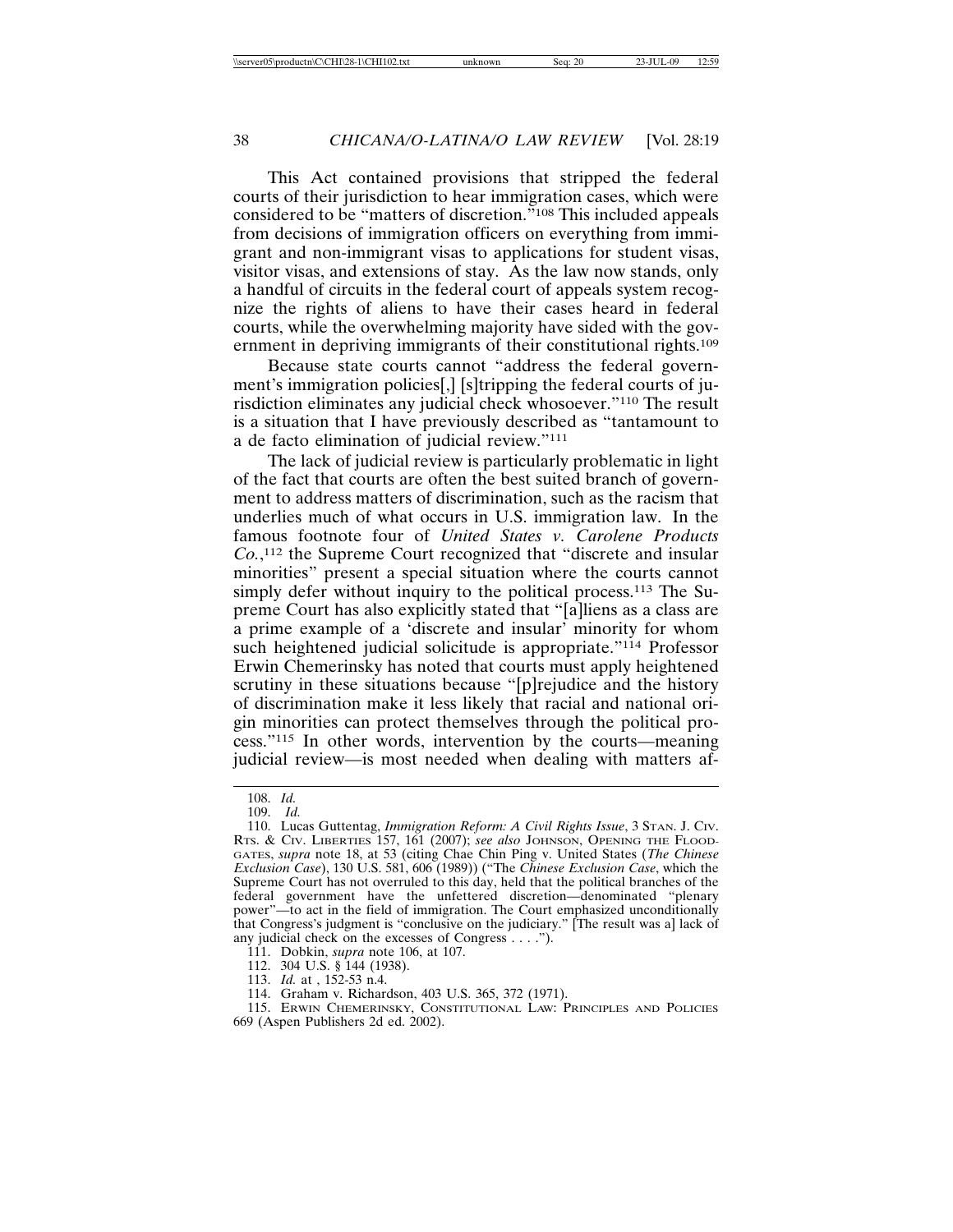This Act contained provisions that stripped the federal courts of their jurisdiction to hear immigration cases, which were considered to be "matters of discretion."[108] This included appeals from decisions of immigration officers on everything from immigrant and non-immigrant visas to applications for student visas, visitor visas, and extensions of stay. As the law now stands, only a handful of circuits in the federal court of appeals system recognize the rights of aliens to have their cases heard in federal courts, while the overwhelming majority have sided with the government in depriving immigrants of their constitutional rights.[109]

Because state courts cannot "address the federal government's immigration policies[,] [s]tripping the federal courts of jurisdiction eliminates any judicial check whosoever."[110] The result is a situation that I have previously described as "tantamount to a de facto elimination of judicial review."[111]

The lack of judicial review is particularly problematic in light of the fact that courts are often the best suited branch of government to address matters of discrimination, such as the racism that underlies much of what occurs in U.S. immigration law. In the famous footnote four of *United States v. Carolene Products Co.*,[112] the Supreme Court recognized that "discrete and insular minorities" present a special situation where the courts cannot simply defer without inquiry to the political process.[113] The Supreme Court has also explicitly stated that "[a]liens as a class are a prime example of a 'discrete and insular' minority for whom such heightened judicial solicitude is appropriate."[114] Professor Erwin Chemerinsky has noted that courts must apply heightened scrutiny in these situations because "[p]rejudice and the history of discrimination make it less likely that racial and national origin minorities can protect themselves through the political process."[115] In other words, intervention by the courts—meaning judicial review—is most needed when dealing with matters af-

---

108. *Id.*

109. *Id.*

110. Lucas Guttentag, *Immigration Reform: A Civil Rights Issue*, 3 STAN. J. CIV. RTS. & CIV. LIBERTIES 157, 161 (2007); *see also* JOHNSON, OPENING THE FLOODGATES, *supra* note 18, at 53 (citing Chae Chin Ping v. United States (*The Chinese Exclusion Case*), 130 U.S. 581, 606 (1989)) ("The *Chinese Exclusion Case*, which the Supreme Court has not overruled to this day, held that the political branches of the federal government have the unfettered discretion—denominated "plenary power"—to act in the field of immigration. The Court emphasized unconditionally that Congress's judgment is "conclusive on the judiciary." [The result was a] lack of any judicial check on the excesses of Congress . . . .").

111. Dobkin, *supra* note 106, at 107.

112. 304 U.S. § 144 (1938).

113. *Id.* at , 152-53 n.4.

114. Graham v. Richardson, 403 U.S. 365, 372 (1971).

115. ERWIN CHEMERINSKY, CONSTITUTIONAL LAW: PRINCIPLES AND POLICIES 669 (Aspen Publishers 2d ed. 2002).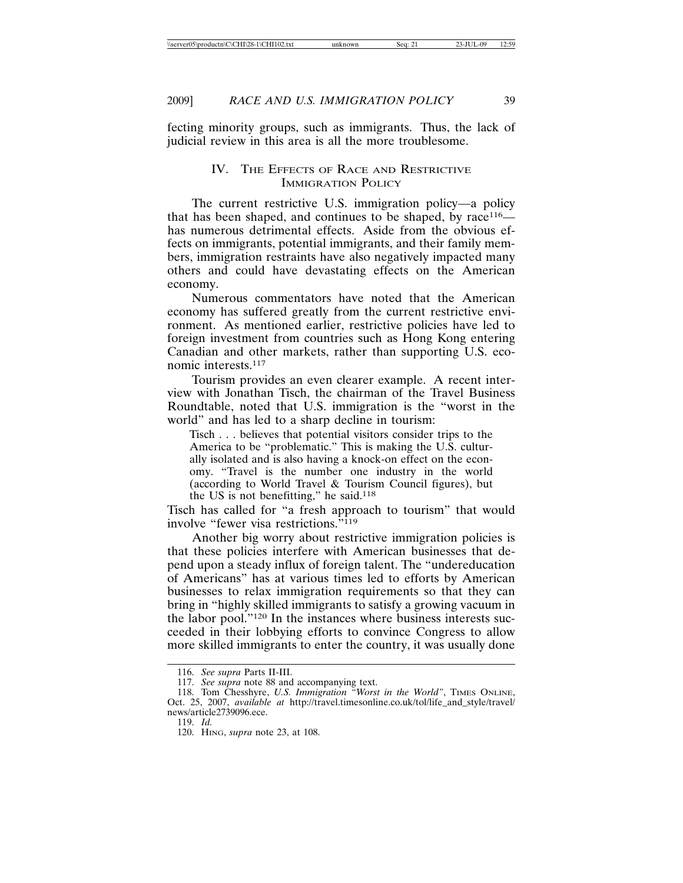fecting minority groups, such as immigrants. Thus, the lack of judicial review in this area is all the more troublesome.

## IV. The Effects of Race and Restrictive Immigration Policy

The current restrictive U.S. immigration policy—a policy that has been shaped, and continues to be shaped, by race[116]—has numerous detrimental effects. Aside from the obvious effects on immigrants, potential immigrants, and their family members, immigration restraints have also negatively impacted many others and could have devastating effects on the American economy.

Numerous commentators have noted that the American economy has suffered greatly from the current restrictive environment. As mentioned earlier, restrictive policies have led to foreign investment from countries such as Hong Kong entering Canadian and other markets, rather than supporting U.S. economic interests.[117]

Tourism provides an even clearer example. A recent interview with Jonathan Tisch, the chairman of the Travel Business Roundtable, noted that U.S. immigration is the "worst in the world" and has led to a sharp decline in tourism:

> Tisch . . . believes that potential visitors consider trips to the America to be "problematic." This is making the U.S. culturally isolated and is also having a knock-on effect on the economy. "Travel is the number one industry in the world (according to World Travel & Tourism Council figures), but the US is not benefitting," he said.[118]

Tisch has called for "a fresh approach to tourism" that would involve "fewer visa restrictions."[119]

Another big worry about restrictive immigration policies is that these policies interfere with American businesses that depend upon a steady influx of foreign talent. The "undereducation of Americans" has at various times led to efforts by American businesses to relax immigration requirements so that they can bring in "highly skilled immigrants to satisfy a growing vacuum in the labor pool."[120] In the instances where business interests succeeded in their lobbying efforts to convince Congress to allow more skilled immigrants to enter the country, it was usually done

---

116. *See supra* Parts II-III.

117. *See supra* note 88 and accompanying text.

118. Tom Chesshyre, *U.S. Immigration "Worst in the World"*, Times Online, Oct. 25, 2007, *available at* http://travel.timesonline.co.uk/tol/life_and_style/travel/news/article2739096.ece.

119. *Id.*

120. Hing, *supra* note 23, at 108.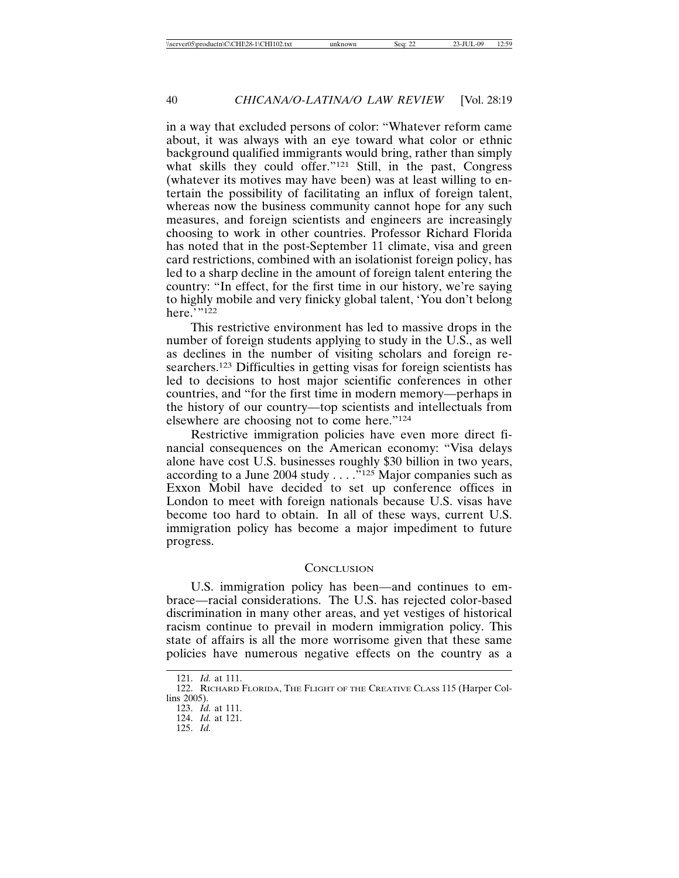in a way that excluded persons of color: "Whatever reform came about, it was always with an eye toward what color or ethnic background qualified immigrants would bring, rather than simply what skills they could offer."[121] Still, in the past, Congress (whatever its motives may have been) was at least willing to entertain the possibility of facilitating an influx of foreign talent, whereas now the business community cannot hope for any such measures, and foreign scientists and engineers are increasingly choosing to work in other countries. Professor Richard Florida has noted that in the post-September 11 climate, visa and green card restrictions, combined with an isolationist foreign policy, has led to a sharp decline in the amount of foreign talent entering the country: "In effect, for the first time in our history, we're saying to highly mobile and very finicky global talent, 'You don't belong here.'"[122]

This restrictive environment has led to massive drops in the number of foreign students applying to study in the U.S., as well as declines in the number of visiting scholars and foreign researchers.[123] Difficulties in getting visas for foreign scientists has led to decisions to host major scientific conferences in other countries, and "for the first time in modern memory—perhaps in the history of our country—top scientists and intellectuals from elsewhere are choosing not to come here."[124]

Restrictive immigration policies have even more direct financial consequences on the American economy: "Visa delays alone have cost U.S. businesses roughly $30 billion in two years, according to a June 2004 study . . . ."[125] Major companies such as Exxon Mobil have decided to set up conference offices in London to meet with foreign nationals because U.S. visas have become too hard to obtain. In all of these ways, current U.S. immigration policy has become a major impediment to future progress.

## CONCLUSION

U.S. immigration policy has been—and continues to embrace—racial considerations. The U.S. has rejected color-based discrimination in many other areas, and yet vestiges of historical racism continue to prevail in modern immigration policy. This state of affairs is all the more worrisome given that these same policies have numerous negative effects on the country as a

---

121. *Id.* at 111.

122. RICHARD FLORIDA, THE FLIGHT OF THE CREATIVE CLASS 115 (Harper Collins 2005).

123. *Id.* at 111.

124. *Id.* at 121.

125. *Id.*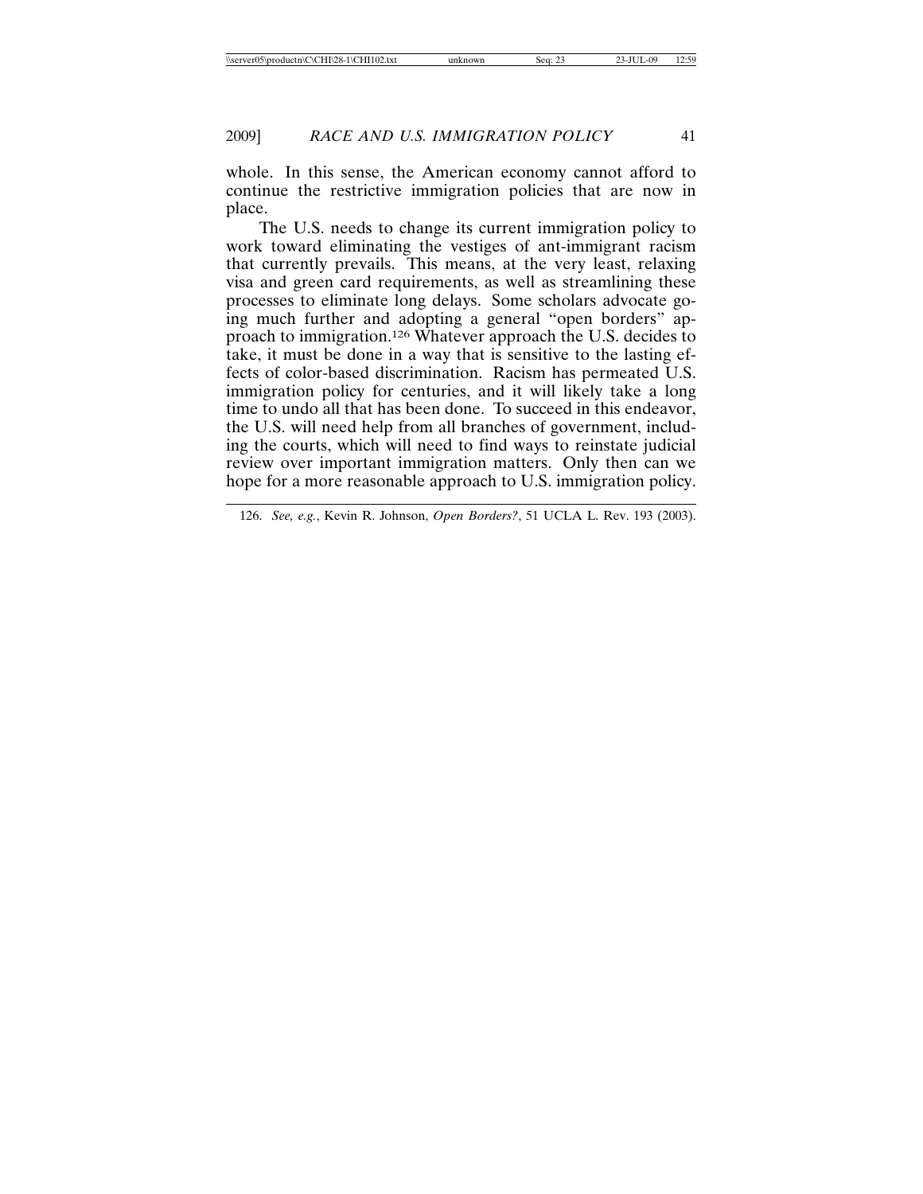whole. In this sense, the American economy cannot afford to continue the restrictive immigration policies that are now in place.

The U.S. needs to change its current immigration policy to work toward eliminating the vestiges of ant-immigrant racism that currently prevails. This means, at the very least, relaxing visa and green card requirements, as well as streamlining these processes to eliminate long delays. Some scholars advocate going much further and adopting a general "open borders" approach to immigration.[126] Whatever approach the U.S. decides to take, it must be done in a way that is sensitive to the lasting effects of color-based discrimination. Racism has permeated U.S. immigration policy for centuries, and it will likely take a long time to undo all that has been done. To succeed in this endeavor, the U.S. will need help from all branches of government, including the courts, which will need to find ways to reinstate judicial review over important immigration matters. Only then can we hope for a more reasonable approach to U.S. immigration policy.

---

126. *See, e.g.*, Kevin R. Johnson, *Open Borders?*, 51 UCLA L. Rev. 193 (2003).